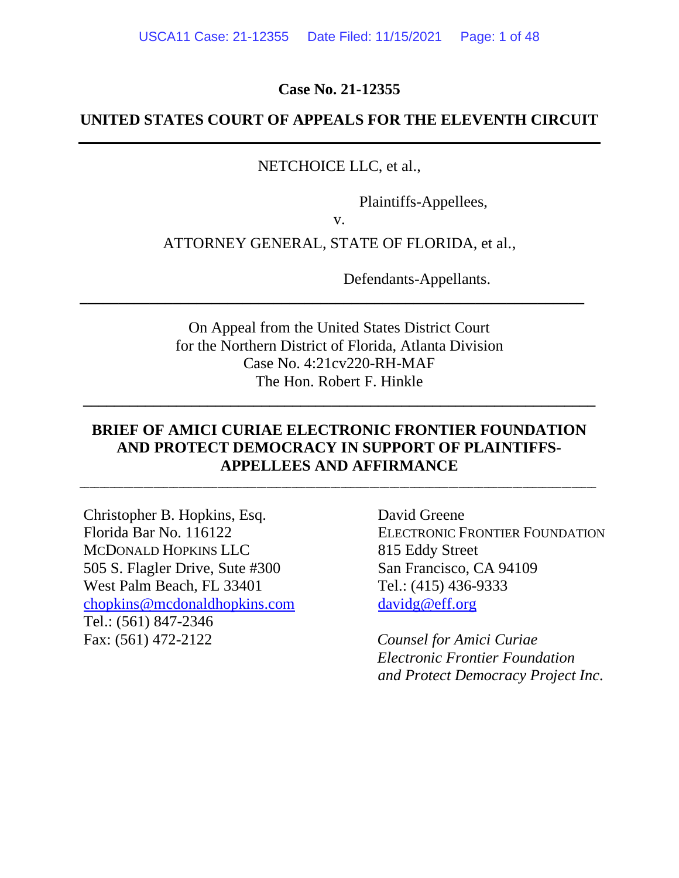**Case No. 21-12355**

**UNITED STATES COURT OF APPEALS FOR THE ELEVENTH CIRCUIT**

---

NETCHOICE LLC, et al.,

Plaintiffs-Appellees,

v.

ATTORNEY GENERAL, STATE OF FLORIDA, et al.,

Defendants-Appellants.

---

On Appeal from the United States District Court
for the Northern District of Florida, Atlanta Division
Case No. 4:21cv220-RH-MAF
The Hon. Robert F. Hinkle

---

**BRIEF OF AMICI CURIAE ELECTRONIC FRONTIER FOUNDATION AND PROTECT DEMOCRACY IN SUPPORT OF PLAINTIFFS-APPELLEES AND AFFIRMANCE**

---

Christopher B. Hopkins, Esq.
Florida Bar No. 116122
MCDONALD HOPKINS LLC
505 S. Flagler Drive, Sute #300
West Palm Beach, FL 33401
chopkins@mcdonaldhopkins.com
Tel.: (561) 847-2346
Fax: (561) 472-2122

David Greene
ELECTRONIC FRONTIER FOUNDATION
815 Eddy Street
San Francisco, CA 94109
Tel.: (415) 436-9333
davidg@eff.org

*Counsel for Amici Curiae*
*Electronic Frontier Foundation*
*and Protect Democracy Project Inc.*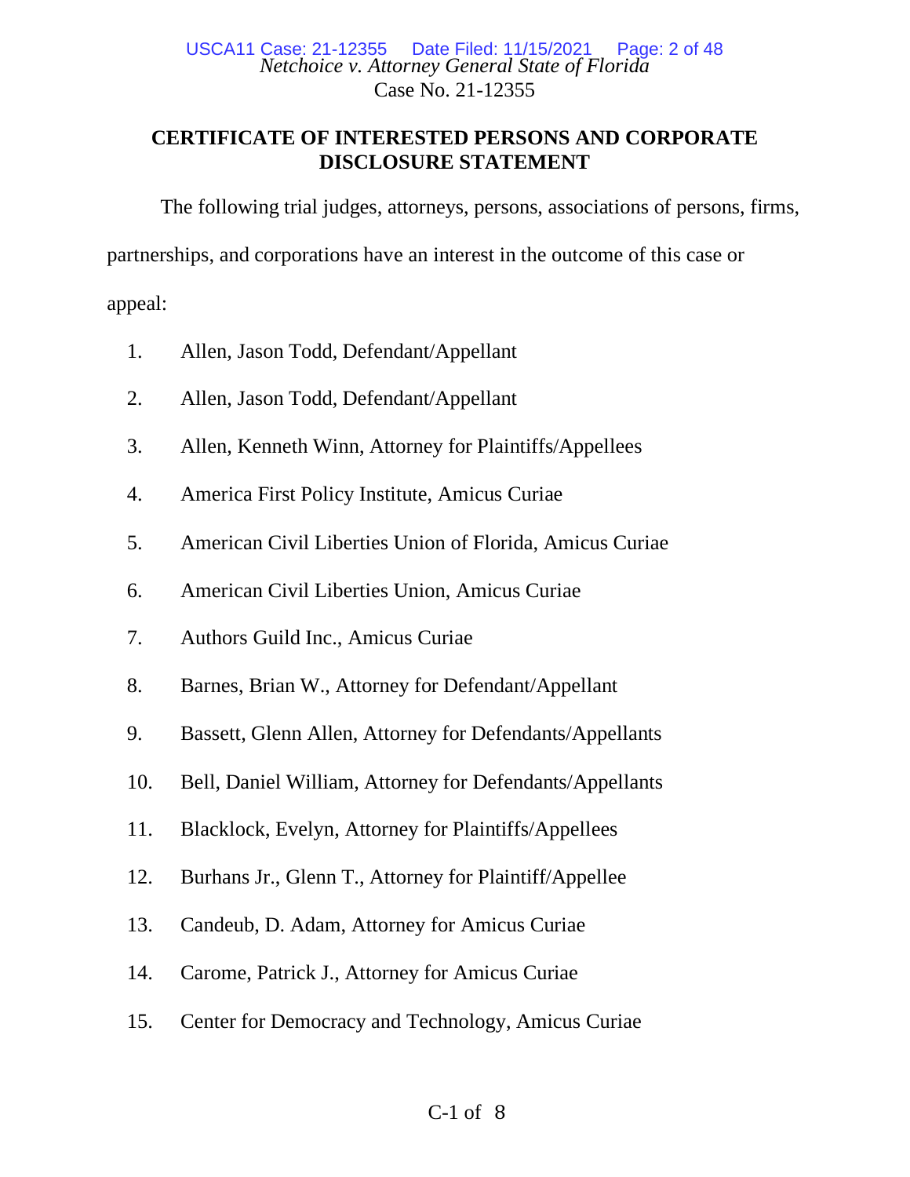*Netchoice v. Attorney General State of Florida*
Case No. 21-12355

## CERTIFICATE OF INTERESTED PERSONS AND CORPORATE DISCLOSURE STATEMENT

The following trial judges, attorneys, persons, associations of persons, firms, partnerships, and corporations have an interest in the outcome of this case or appeal:

1. Allen, Jason Todd, Defendant/Appellant
2. Allen, Jason Todd, Defendant/Appellant
3. Allen, Kenneth Winn, Attorney for Plaintiffs/Appellees
4. America First Policy Institute, Amicus Curiae
5. American Civil Liberties Union of Florida, Amicus Curiae
6. American Civil Liberties Union, Amicus Curiae
7. Authors Guild Inc., Amicus Curiae
8. Barnes, Brian W., Attorney for Defendant/Appellant
9. Bassett, Glenn Allen, Attorney for Defendants/Appellants
10. Bell, Daniel William, Attorney for Defendants/Appellants
11. Blacklock, Evelyn, Attorney for Plaintiffs/Appellees
12. Burhans Jr., Glenn T., Attorney for Plaintiff/Appellee
13. Candeub, D. Adam, Attorney for Amicus Curiae
14. Carome, Patrick J., Attorney for Amicus Curiae
15. Center for Democracy and Technology, Amicus Curiae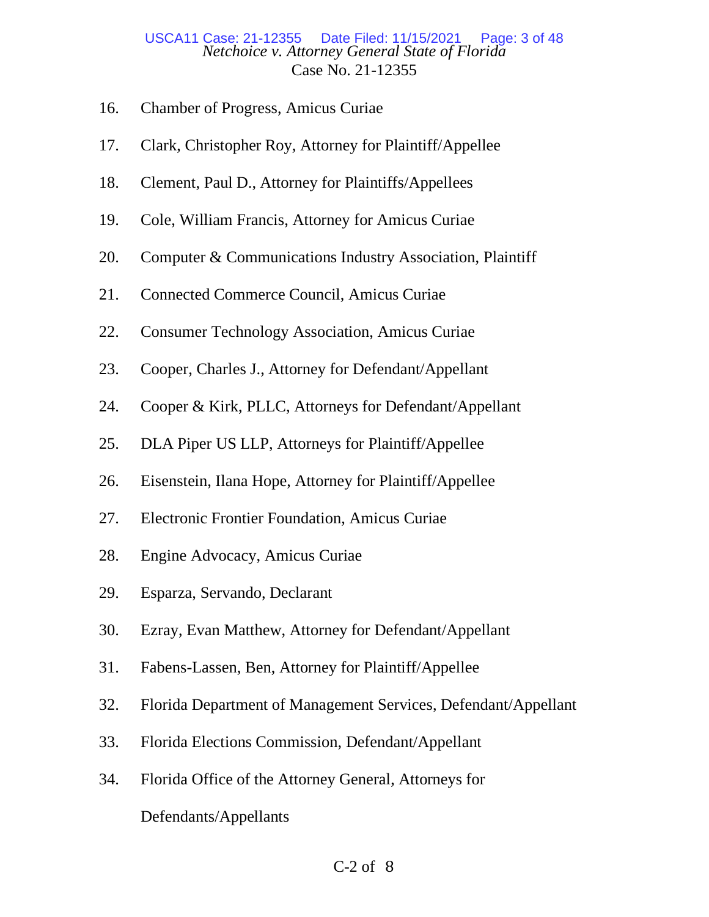16. Chamber of Progress, Amicus Curiae

17. Clark, Christopher Roy, Attorney for Plaintiff/Appellee

18. Clement, Paul D., Attorney for Plaintiffs/Appellees

19. Cole, William Francis, Attorney for Amicus Curiae

20. Computer & Communications Industry Association, Plaintiff

21. Connected Commerce Council, Amicus Curiae

22. Consumer Technology Association, Amicus Curiae

23. Cooper, Charles J., Attorney for Defendant/Appellant

24. Cooper & Kirk, PLLC, Attorneys for Defendant/Appellant

25. DLA Piper US LLP, Attorneys for Plaintiff/Appellee

26. Eisenstein, Ilana Hope, Attorney for Plaintiff/Appellee

27. Electronic Frontier Foundation, Amicus Curiae

28. Engine Advocacy, Amicus Curiae

29. Esparza, Servando, Declarant

30. Ezray, Evan Matthew, Attorney for Defendant/Appellant

31. Fabens-Lassen, Ben, Attorney for Plaintiff/Appellee

32. Florida Department of Management Services, Defendant/Appellant

33. Florida Elections Commission, Defendant/Appellant

34. Florida Office of the Attorney General, Attorneys for Defendants/Appellants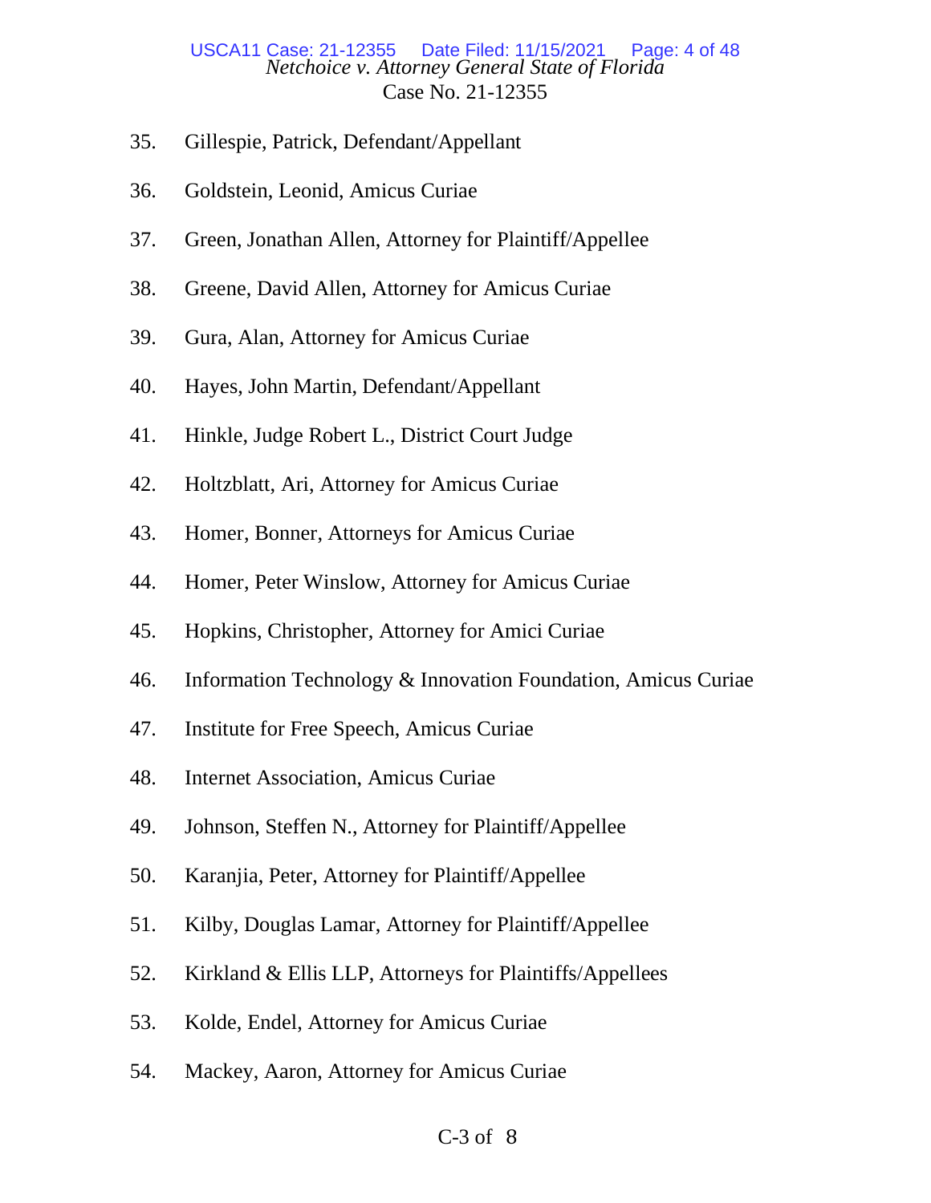35. Gillespie, Patrick, Defendant/Appellant
36. Goldstein, Leonid, Amicus Curiae
37. Green, Jonathan Allen, Attorney for Plaintiff/Appellee
38. Greene, David Allen, Attorney for Amicus Curiae
39. Gura, Alan, Attorney for Amicus Curiae
40. Hayes, John Martin, Defendant/Appellant
41. Hinkle, Judge Robert L., District Court Judge
42. Holtzblatt, Ari, Attorney for Amicus Curiae
43. Homer, Bonner, Attorneys for Amicus Curiae
44. Homer, Peter Winslow, Attorney for Amicus Curiae
45. Hopkins, Christopher, Attorney for Amici Curiae
46. Information Technology & Innovation Foundation, Amicus Curiae
47. Institute for Free Speech, Amicus Curiae
48. Internet Association, Amicus Curiae
49. Johnson, Steffen N., Attorney for Plaintiff/Appellee
50. Karanjia, Peter, Attorney for Plaintiff/Appellee
51. Kilby, Douglas Lamar, Attorney for Plaintiff/Appellee
52. Kirkland & Ellis LLP, Attorneys for Plaintiffs/Appellees
53. Kolde, Endel, Attorney for Amicus Curiae
54. Mackey, Aaron, Attorney for Amicus Curiae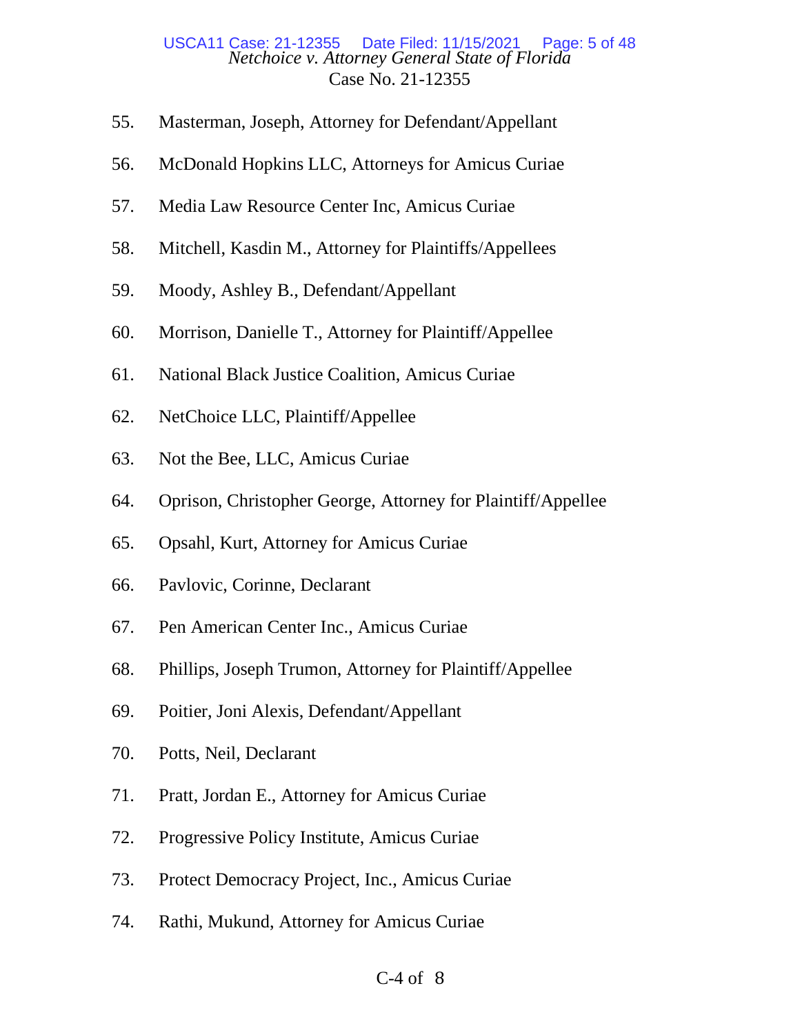55. Masterman, Joseph, Attorney for Defendant/Appellant

56. McDonald Hopkins LLC, Attorneys for Amicus Curiae

57. Media Law Resource Center Inc, Amicus Curiae

58. Mitchell, Kasdin M., Attorney for Plaintiffs/Appellees

59. Moody, Ashley B., Defendant/Appellant

60. Morrison, Danielle T., Attorney for Plaintiff/Appellee

61. National Black Justice Coalition, Amicus Curiae

62. NetChoice LLC, Plaintiff/Appellee

63. Not the Bee, LLC, Amicus Curiae

64. Oprison, Christopher George, Attorney for Plaintiff/Appellee

65. Opsahl, Kurt, Attorney for Amicus Curiae

66. Pavlovic, Corinne, Declarant

67. Pen American Center Inc., Amicus Curiae

68. Phillips, Joseph Trumon, Attorney for Plaintiff/Appellee

69. Poitier, Joni Alexis, Defendant/Appellant

70. Potts, Neil, Declarant

71. Pratt, Jordan E., Attorney for Amicus Curiae

72. Progressive Policy Institute, Amicus Curiae

73. Protect Democracy Project, Inc., Amicus Curiae

74. Rathi, Mukund, Attorney for Amicus Curiae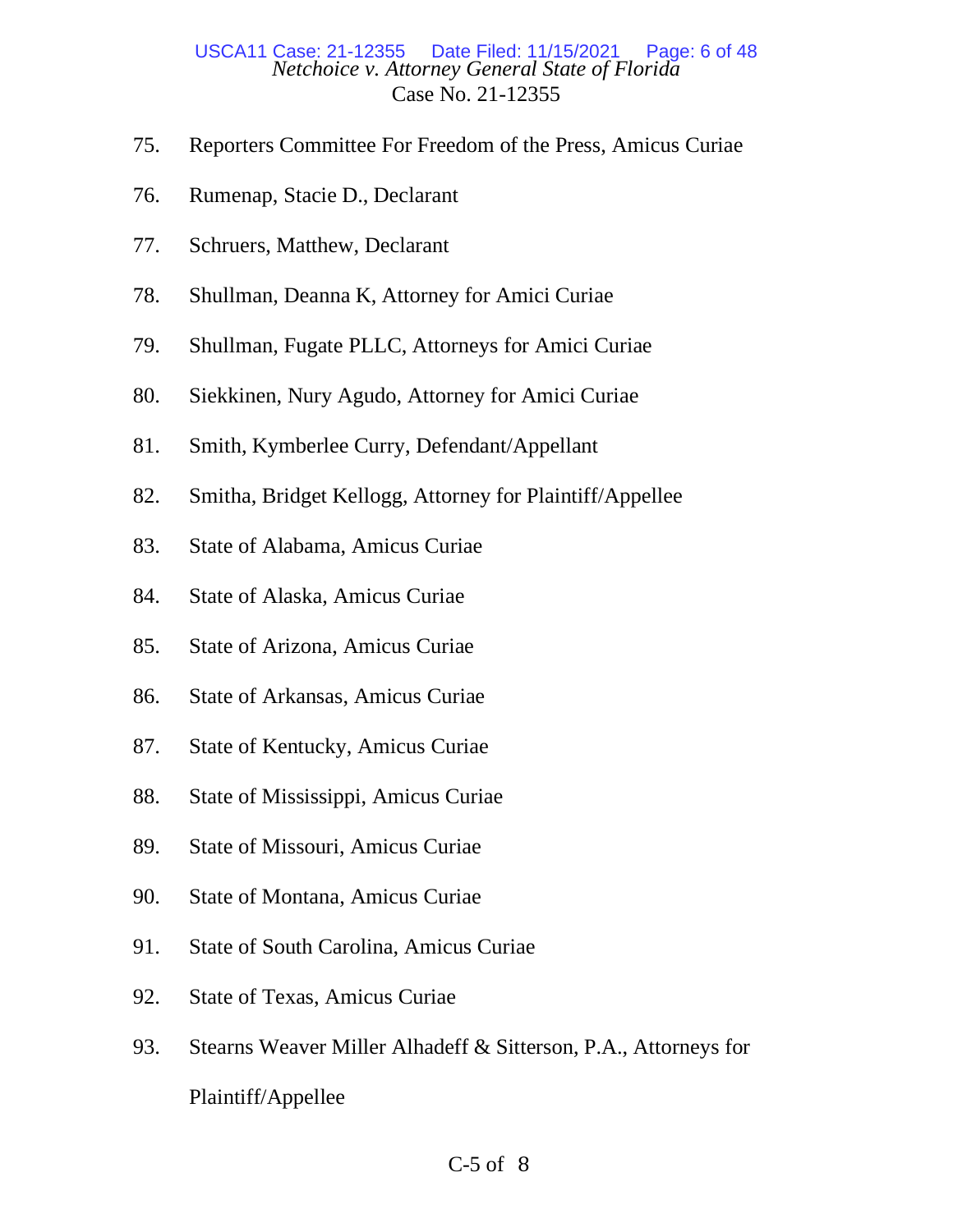75. Reporters Committee For Freedom of the Press, Amicus Curiae
76. Rumenap, Stacie D., Declarant
77. Schruers, Matthew, Declarant
78. Shullman, Deanna K, Attorney for Amici Curiae
79. Shullman, Fugate PLLC, Attorneys for Amici Curiae
80. Siekkinen, Nury Agudo, Attorney for Amici Curiae
81. Smith, Kymberlee Curry, Defendant/Appellant
82. Smitha, Bridget Kellogg, Attorney for Plaintiff/Appellee
83. State of Alabama, Amicus Curiae
84. State of Alaska, Amicus Curiae
85. State of Arizona, Amicus Curiae
86. State of Arkansas, Amicus Curiae
87. State of Kentucky, Amicus Curiae
88. State of Mississippi, Amicus Curiae
89. State of Missouri, Amicus Curiae
90. State of Montana, Amicus Curiae
91. State of South Carolina, Amicus Curiae
92. State of Texas, Amicus Curiae
93. Stearns Weaver Miller Alhadeff & Sitterson, P.A., Attorneys for Plaintiff/Appellee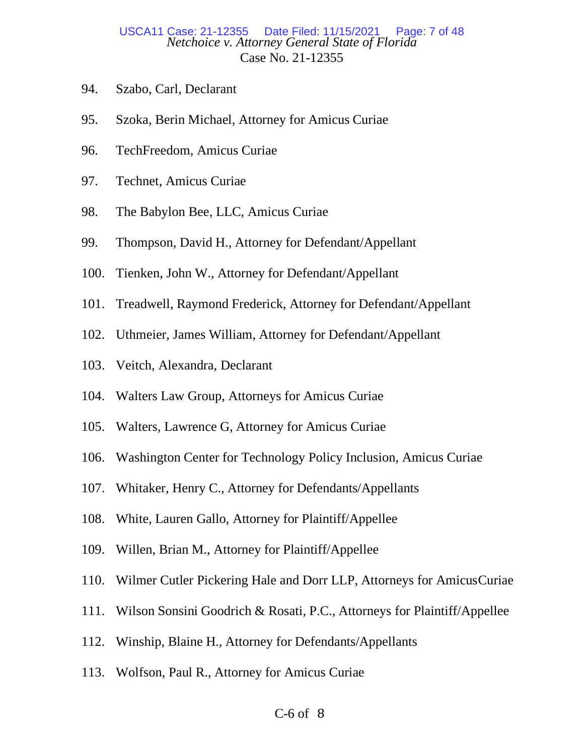94. Szabo, Carl, Declarant

95. Szoka, Berin Michael, Attorney for Amicus Curiae

96. TechFreedom, Amicus Curiae

97. Technet, Amicus Curiae

98. The Babylon Bee, LLC, Amicus Curiae

99. Thompson, David H., Attorney for Defendant/Appellant

100. Tienken, John W., Attorney for Defendant/Appellant

101. Treadwell, Raymond Frederick, Attorney for Defendant/Appellant

102. Uthmeier, James William, Attorney for Defendant/Appellant

103. Veitch, Alexandra, Declarant

104. Walters Law Group, Attorneys for Amicus Curiae

105. Walters, Lawrence G, Attorney for Amicus Curiae

106. Washington Center for Technology Policy Inclusion, Amicus Curiae

107. Whitaker, Henry C., Attorney for Defendants/Appellants

108. White, Lauren Gallo, Attorney for Plaintiff/Appellee

109. Willen, Brian M., Attorney for Plaintiff/Appellee

110. Wilmer Cutler Pickering Hale and Dorr LLP, Attorneys for AmicusCuriae

111. Wilson Sonsini Goodrich & Rosati, P.C., Attorneys for Plaintiff/Appellee

112. Winship, Blaine H., Attorney for Defendants/Appellants

113. Wolfson, Paul R., Attorney for Amicus Curiae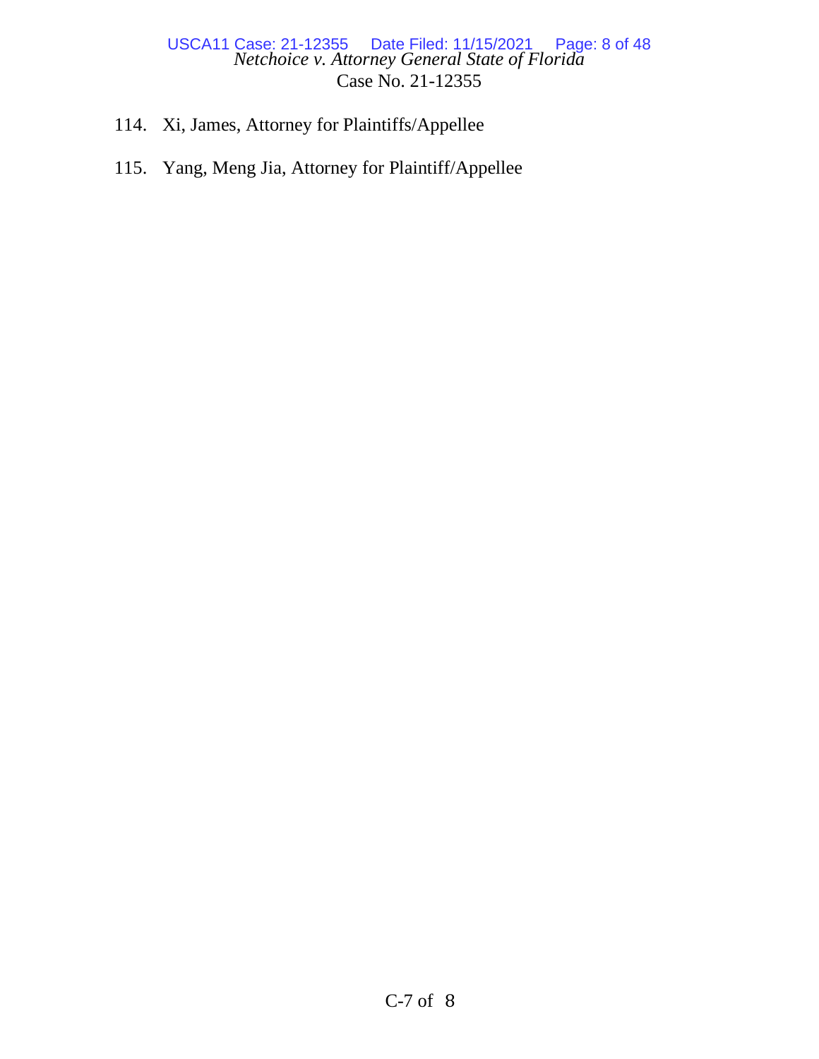114. Xi, James, Attorney for Plaintiffs/Appellee

115. Yang, Meng Jia, Attorney for Plaintiff/Appellee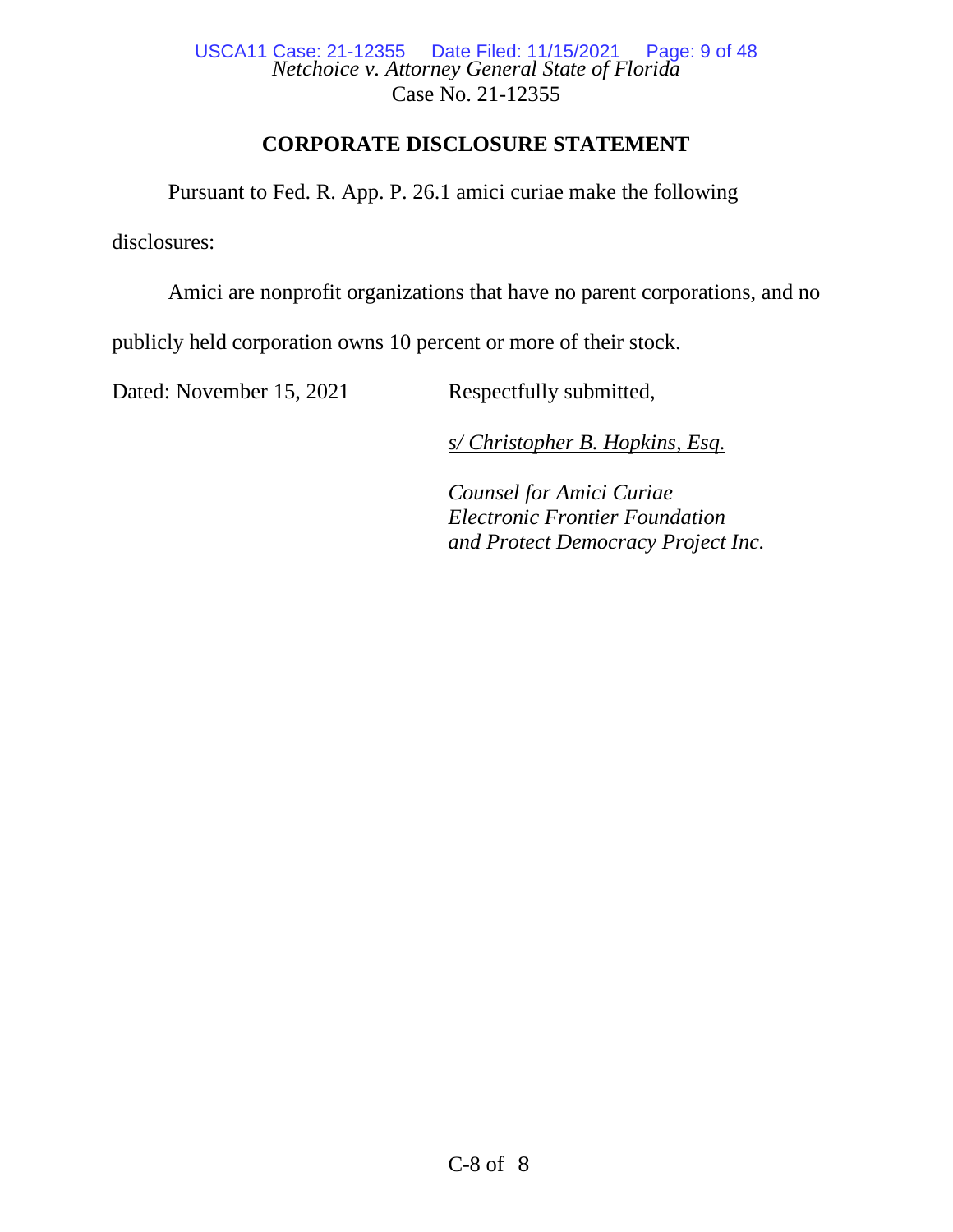*Netchoice v. Attorney General State of Florida*
Case No. 21-12355

## CORPORATE DISCLOSURE STATEMENT

Pursuant to Fed. R. App. P. 26.1 amici curiae make the following disclosures:

Amici are nonprofit organizations that have no parent corporations, and no publicly held corporation owns 10 percent or more of their stock.

Dated: November 15, 2021

Respectfully submitted,

*s/ Christopher B. Hopkins, Esq.*

*Counsel for Amici Curiae*
*Electronic Frontier Foundation*
*and Protect Democracy Project Inc.*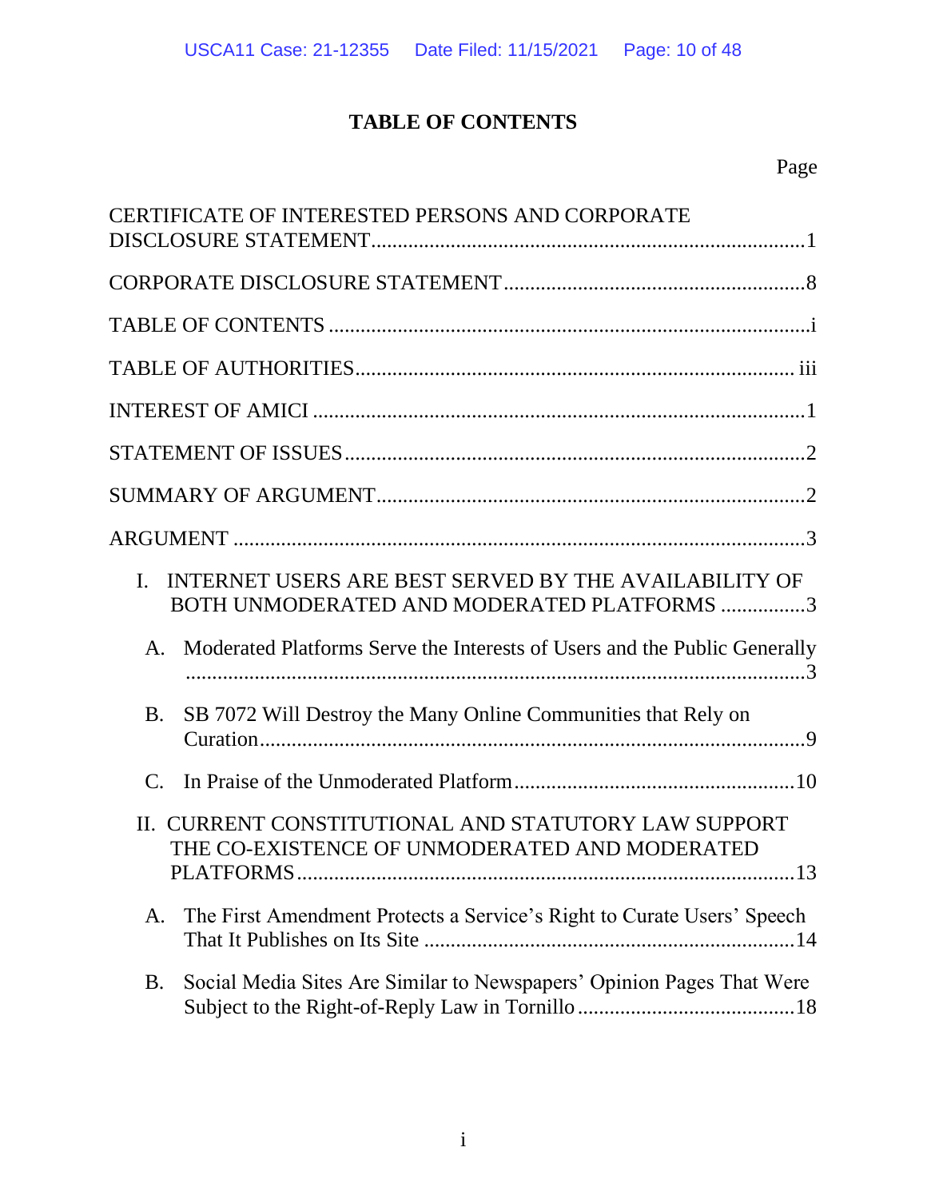# TABLE OF CONTENTS

Page

CERTIFICATE OF INTERESTED PERSONS AND CORPORATE DISCLOSURE STATEMENT ........ 1

CORPORATE DISCLOSURE STATEMENT ........ 8

TABLE OF CONTENTS ........ i

TABLE OF AUTHORITIES ........ iii

INTEREST OF AMICI ........ 1

STATEMENT OF ISSUES ........ 2

SUMMARY OF ARGUMENT ........ 2

ARGUMENT ........ 3

- I. INTERNET USERS ARE BEST SERVED BY THE AVAILABILITY OF BOTH UNMODERATED AND MODERATED PLATFORMS ........ 3
  - A. Moderated Platforms Serve the Interests of Users and the Public Generally ........ 3
  - B. SB 7072 Will Destroy the Many Online Communities that Rely on Curation ........ 9
  - C. In Praise of the Unmoderated Platform ........ 10
- II. CURRENT CONSTITUTIONAL AND STATUTORY LAW SUPPORT THE CO-EXISTENCE OF UNMODERATED AND MODERATED PLATFORMS ........ 13
  - A. The First Amendment Protects a Service's Right to Curate Users' Speech That It Publishes on Its Site ........ 14
  - B. Social Media Sites Are Similar to Newspapers' Opinion Pages That Were Subject to the Right-of-Reply Law in Tornillo ........ 18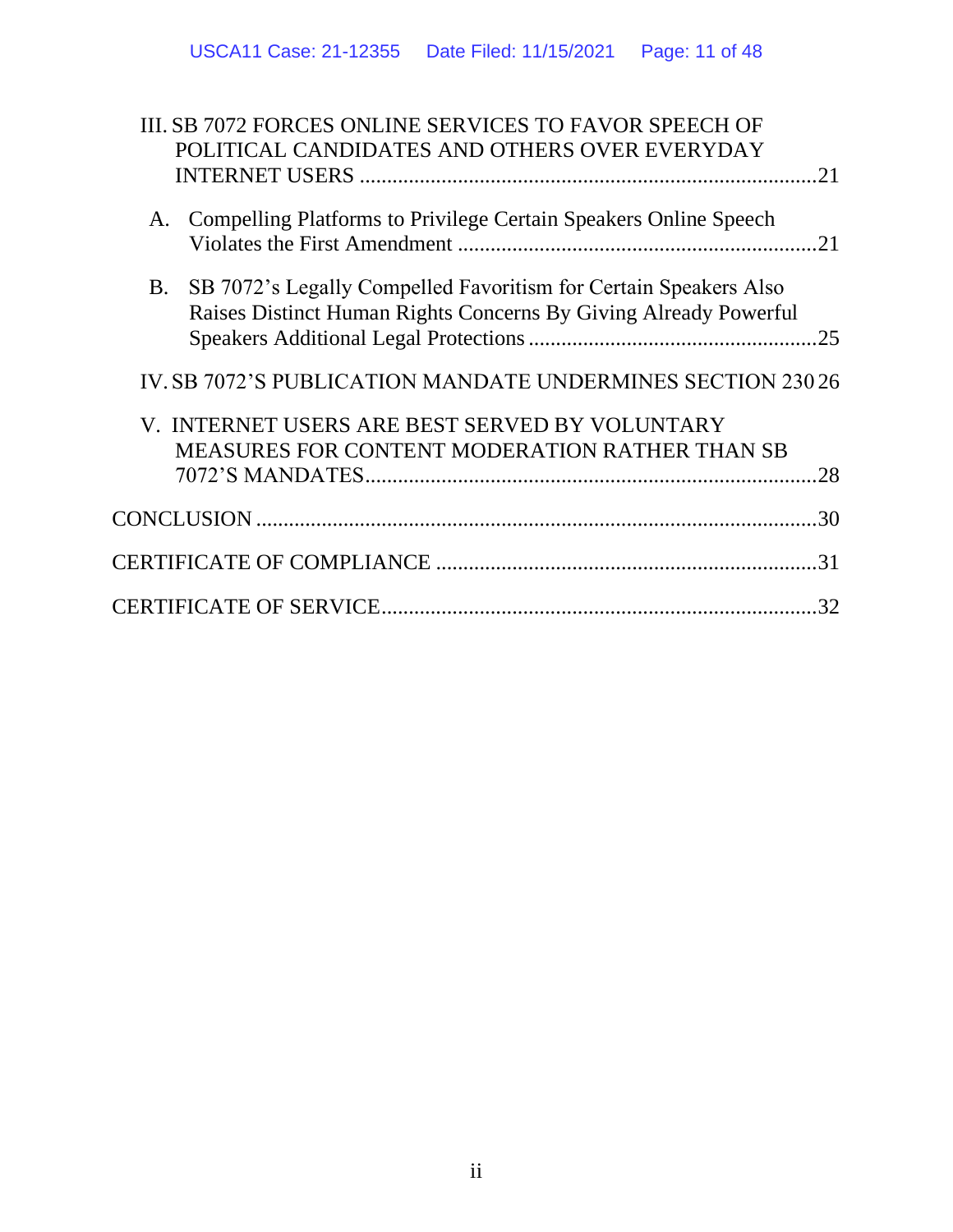III. SB 7072 FORCES ONLINE SERVICES TO FAVOR SPEECH OF POLITICAL CANDIDATES AND OTHERS OVER EVERYDAY INTERNET USERS ....................................................................................21

A. Compelling Platforms to Privilege Certain Speakers Online Speech Violates the First Amendment ..................................................................21

B. SB 7072's Legally Compelled Favoritism for Certain Speakers Also Raises Distinct Human Rights Concerns By Giving Already Powerful Speakers Additional Legal Protections .....................................................25

IV. SB 7072'S PUBLICATION MANDATE UNDERMINES SECTION 230 26

V. INTERNET USERS ARE BEST SERVED BY VOLUNTARY MEASURES FOR CONTENT MODERATION RATHER THAN SB 7072'S MANDATES..................................................................................28

CONCLUSION ......................................................................................................30

CERTIFICATE OF COMPLIANCE ......................................................................31

CERTIFICATE OF SERVICE................................................................................32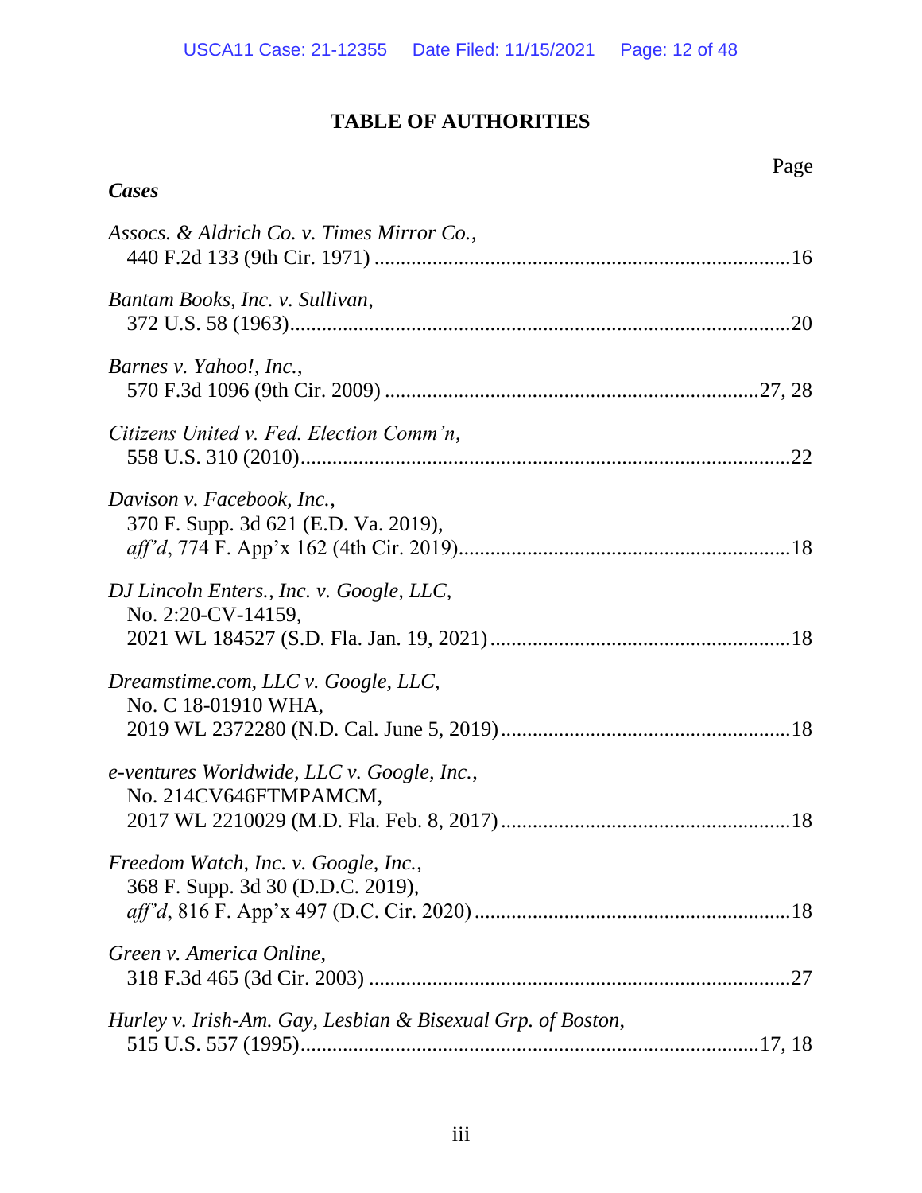# TABLE OF AUTHORITIES

Page

***Cases***

*Assocs. & Aldrich Co. v. Times Mirror Co.*,
440 F.2d 133 (9th Cir. 1971) .............................................................................16

*Bantam Books, Inc. v. Sullivan*,
372 U.S. 58 (1963)............................................................................................20

*Barnes v. Yahoo!, Inc.*,
570 F.3d 1096 (9th Cir. 2009) .....................................................................27, 28

*Citizens United v. Fed. Election Comm'n*,
558 U.S. 310 (2010)..........................................................................................22

*Davison v. Facebook, Inc.*,
370 F. Supp. 3d 621 (E.D. Va. 2019),
*aff'd*, 774 F. App'x 162 (4th Cir. 2019).............................................................18

*DJ Lincoln Enters., Inc. v. Google, LLC*,
No. 2:20-CV-14159,
2021 WL 184527 (S.D. Fla. Jan. 19, 2021) ........................................................18

*Dreamstime.com, LLC v. Google, LLC*,
No. C 18-01910 WHA,
2019 WL 2372280 (N.D. Cal. June 5, 2019) ......................................................18

*e-ventures Worldwide, LLC v. Google, Inc.*,
No. 214CV646FTMPAMCM,
2017 WL 2210029 (M.D. Fla. Feb. 8, 2017) ......................................................18

*Freedom Watch, Inc. v. Google, Inc.*,
368 F. Supp. 3d 30 (D.D.C. 2019),
*aff'd*, 816 F. App'x 497 (D.C. Cir. 2020) ...........................................................18

*Green v. America Online*,
318 F.3d 465 (3d Cir. 2003) ...............................................................................27

*Hurley v. Irish-Am. Gay, Lesbian & Bisexual Grp. of Boston*,
515 U.S. 557 (1995).....................................................................................17, 18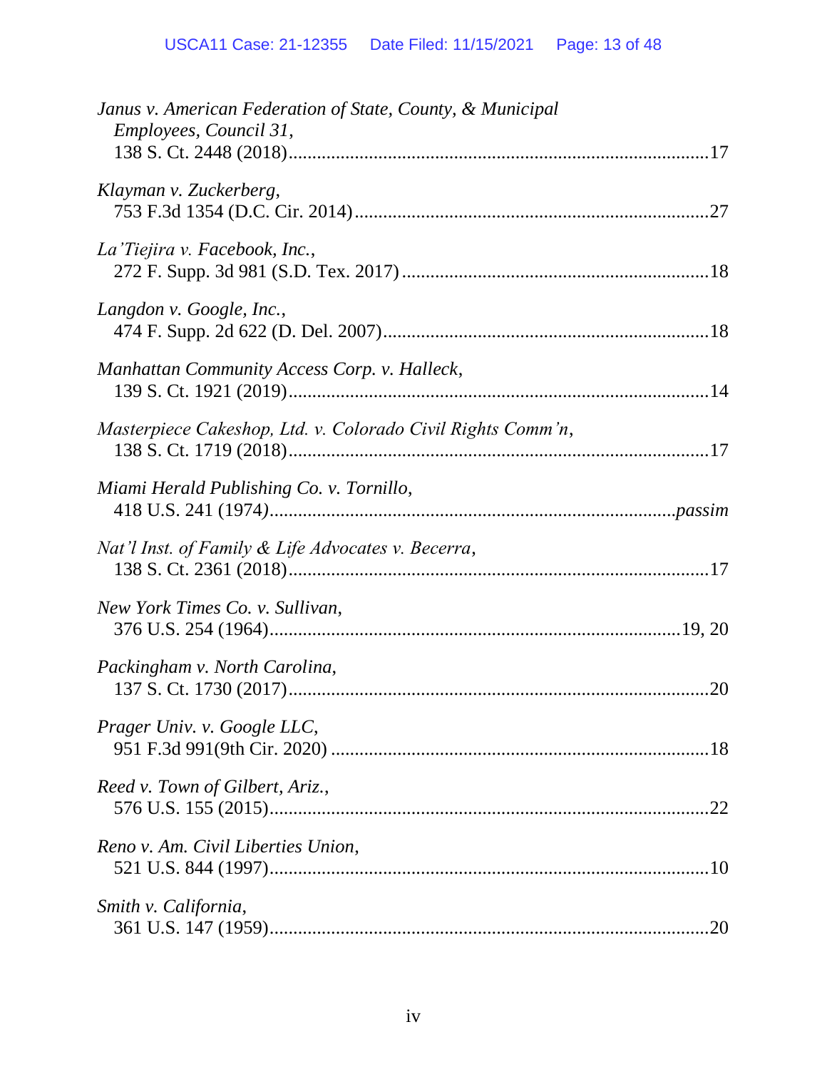*Janus v. American Federation of State, County, & Municipal Employees, Council 31*,
138 S. Ct. 2448 (2018) .......................................................................................17

*Klayman v. Zuckerberg*,
753 F.3d 1354 (D.C. Cir. 2014) .........................................................................27

*La'Tiejira v. Facebook, Inc.*,
272 F. Supp. 3d 981 (S.D. Tex. 2017) ...............................................................18

*Langdon v. Google, Inc.*,
474 F. Supp. 2d 622 (D. Del. 2007) ...................................................................18

*Manhattan Community Access Corp. v. Halleck*,
139 S. Ct. 1921 (2019) .......................................................................................14

*Masterpiece Cakeshop, Ltd. v. Colorado Civil Rights Comm'n*,
138 S. Ct. 1719 (2018) .......................................................................................17

*Miami Herald Publishing Co. v. Tornillo*,
418 U.S. 241 (1974) ....................................................................................*passim*

*Nat'l Inst. of Family & Life Advocates v. Becerra*,
138 S. Ct. 2361 (2018) .......................................................................................17

*New York Times Co. v. Sullivan*,
376 U.S. 254 (1964) .....................................................................................19, 20

*Packingham v. North Carolina*,
137 S. Ct. 1730 (2017) .......................................................................................20

*Prager Univ. v. Google LLC*,
951 F.3d 991(9th Cir. 2020) ..............................................................................18

*Reed v. Town of Gilbert, Ariz.*,
576 U.S. 155 (2015) ...........................................................................................22

*Reno v. Am. Civil Liberties Union*,
521 U.S. 844 (1997) ...........................................................................................10

*Smith v. California*,
361 U.S. 147 (1959) ...........................................................................................20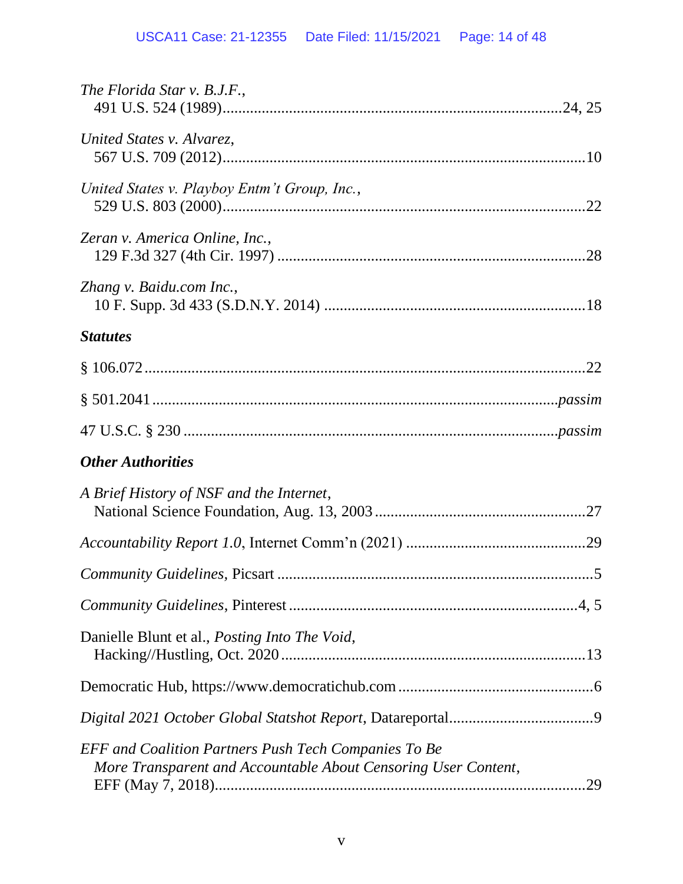*The Florida Star v. B.J.F.*,
491 U.S. 524 (1989)........................................................................................24, 25

*United States v. Alvarez*,
567 U.S. 709 (2012)..............................................................................................10

*United States v. Playboy Entm't Group, Inc.*,
529 U.S. 803 (2000)..............................................................................................22

*Zeran v. America Online, Inc.*,
129 F.3d 327 (4th Cir. 1997) ................................................................................28

*Zhang v. Baidu.com Inc.*,
10 F. Supp. 3d 433 (S.D.N.Y. 2014) ....................................................................18

***Statutes***

§ 106.072 ..................................................................................................................22

§ 501.2041 ........................................................................................................*passim*

47 U.S.C. § 230 ................................................................................................*passim*

***Other Authorities***

*A Brief History of NSF and the Internet*,
National Science Foundation, Aug. 13, 2003 ......................................................27

*Accountability Report 1.0*, Internet Comm'n (2021) ..............................................29

*Community Guidelines,* Picsart ..................................................................................5

*Community Guidelines*, Pinterest ...........................................................................4, 5

Danielle Blunt et al., *Posting Into The Void*,
Hacking//Hustling, Oct. 2020 ..............................................................................13

Democratic Hub, https://www.democratichub.com ...................................................6

*Digital 2021 October Global Statshot Report*, Datareportal.......................................9

*EFF and Coalition Partners Push Tech Companies To Be More Transparent and Accountable About Censoring User Content*,
EFF (May 7, 2018)................................................................................................29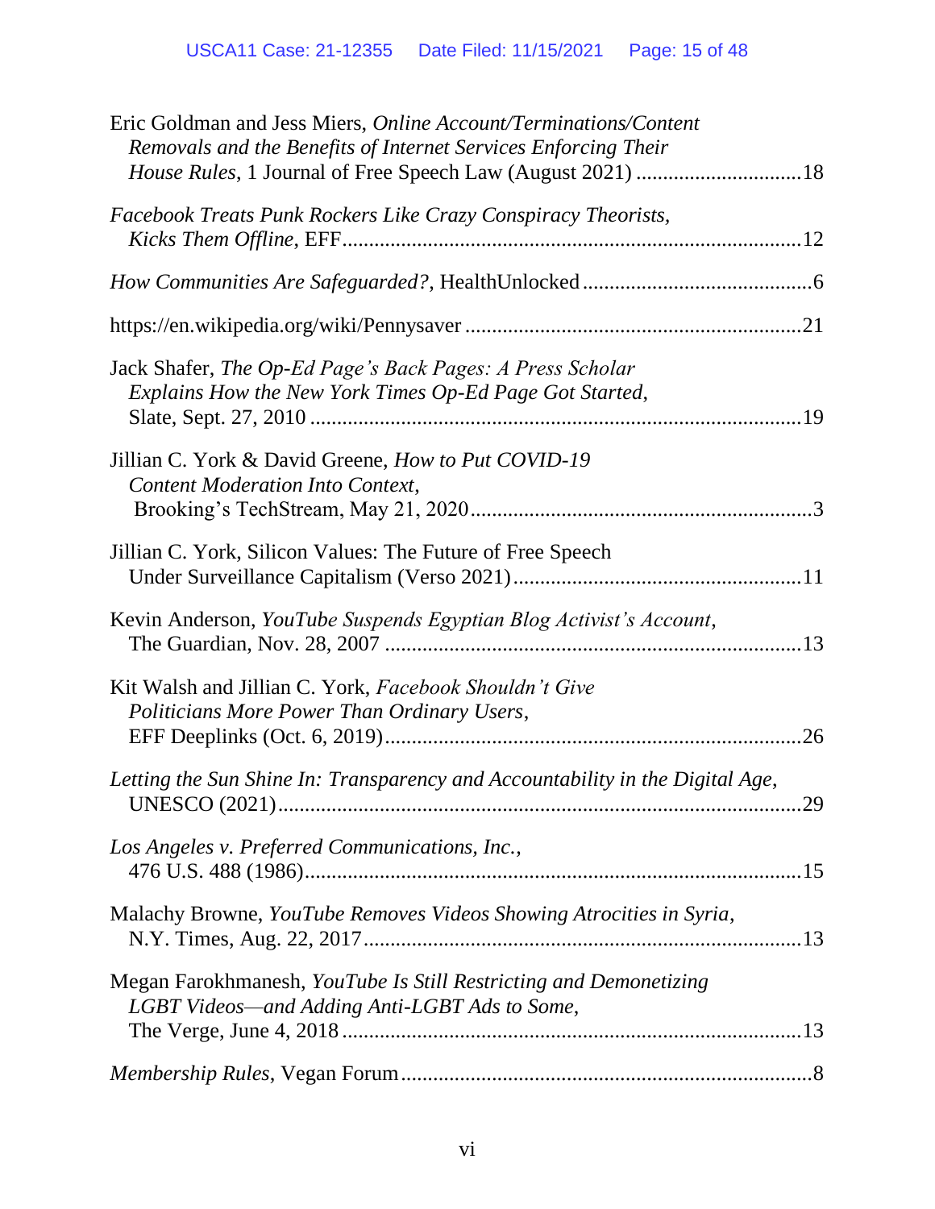Eric Goldman and Jess Miers, *Online Account/Terminations/Content Removals and the Benefits of Internet Services Enforcing Their House Rules*, 1 Journal of Free Speech Law (August 2021) ...............................18

*Facebook Treats Punk Rockers Like Crazy Conspiracy Theorists, Kicks Them Offline*, EFF....................................................................................12

*How Communities Are Safeguarded?*, HealthUnlocked ..........................................6

https://en.wikipedia.org/wiki/Pennysaver .............................................................21

Jack Shafer, *The Op-Ed Page's Back Pages: A Press Scholar Explains How the New York Times Op-Ed Page Got Started*, Slate, Sept. 27, 2010 ..........................................................................................19

Jillian C. York & David Greene, *How to Put COVID-19 Content Moderation Into Context*, Brooking's TechStream, May 21, 2020...............................................................3

Jillian C. York, Silicon Values: The Future of Free Speech Under Surveillance Capitalism (Verso 2021).....................................................11

Kevin Anderson, *YouTube Suspends Egyptian Blog Activist's Account*, The Guardian, Nov. 28, 2007 ............................................................................13

Kit Walsh and Jillian C. York, *Facebook Shouldn't Give Politicians More Power Than Ordinary Users*, EFF Deeplinks (Oct. 6, 2019).............................................................................26

*Letting the Sun Shine In: Transparency and Accountability in the Digital Age*, UNESCO (2021).................................................................................29

*Los Angeles v. Preferred Communications, Inc.*, 476 U.S. 488 (1986)............................................................................15

Malachy Browne, *YouTube Removes Videos Showing Atrocities in Syria*, N.Y. Times, Aug. 22, 2017.................................................................13

Megan Farokhmanesh, *YouTube Is Still Restricting and Demonetizing LGBT Videos—and Adding Anti-LGBT Ads to Some*, The Verge, June 4, 2018.....................................................................13

*Membership Rules*, Vegan Forum...........................................................................8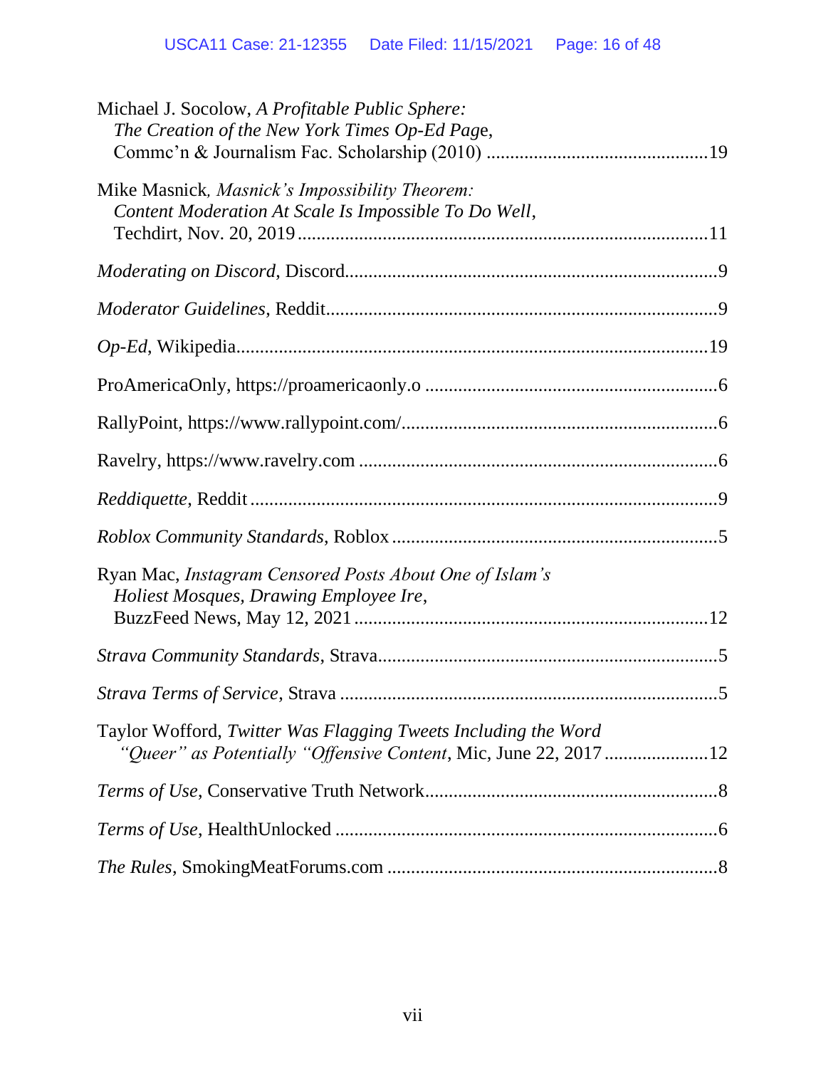Michael J. Socolow, *A Profitable Public Sphere: The Creation of the New York Times Op-Ed Page*, Commc'n & Journalism Fac. Scholarship (2010) ............................................19

Mike Masnick, *Masnick's Impossibility Theorem: Content Moderation At Scale Is Impossible To Do Well*, Techdirt, Nov. 20, 2019 ......................................................................................11

*Moderating on Discord*, Discord.............................................................................9

*Moderator Guidelines*, Reddit.................................................................................9

*Op-Ed*, Wikipedia..................................................................................................19

ProAmericaOnly, https://proamericaonly.o .............................................................6

RallyPoint, https://www.rallypoint.com/..................................................................6

Ravelry, https://www.ravelry.com ...........................................................................6

*Reddiquette*, Reddit .................................................................................................9

*Roblox Community Standards*, Roblox ....................................................................5

Ryan Mac, *Instagram Censored Posts About One of Islam's Holiest Mosques, Drawing Employee Ire*, BuzzFeed News, May 12, 2021 ..........................................................................12

*Strava Community Standards*, Strava.......................................................................5

*Strava Terms of Service*, Strava ...............................................................................5

Taylor Wofford, *Twitter Was Flagging Tweets Including the Word "Queer" as Potentially "Offensive Content*, Mic, June 22, 2017 ......................12

*Terms of Use*, Conservative Truth Network.............................................................8

*Terms of Use*, HealthUnlocked ................................................................................6

*The Rules*, SmokingMeatForums.com ....................................................................8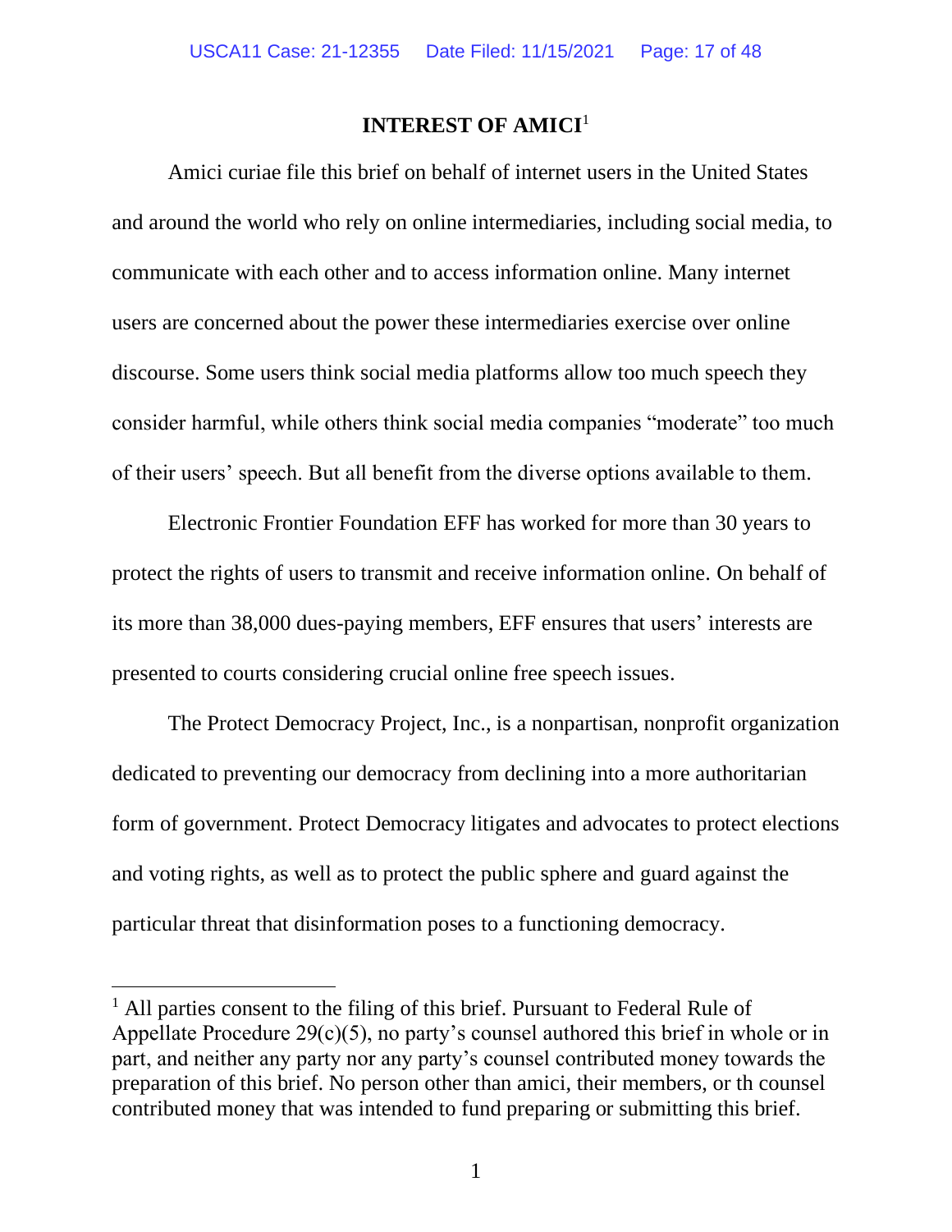## INTEREST OF AMICI[1]

Amici curiae file this brief on behalf of internet users in the United States and around the world who rely on online intermediaries, including social media, to communicate with each other and to access information online. Many internet users are concerned about the power these intermediaries exercise over online discourse. Some users think social media platforms allow too much speech they consider harmful, while others think social media companies "moderate" too much of their users' speech. But all benefit from the diverse options available to them.

Electronic Frontier Foundation EFF has worked for more than 30 years to protect the rights of users to transmit and receive information online. On behalf of its more than 38,000 dues-paying members, EFF ensures that users' interests are presented to courts considering crucial online free speech issues.

The Protect Democracy Project, Inc., is a nonpartisan, nonprofit organization dedicated to preventing our democracy from declining into a more authoritarian form of government. Protect Democracy litigates and advocates to protect elections and voting rights, as well as to protect the public sphere and guard against the particular threat that disinformation poses to a functioning democracy.

---

[1] All parties consent to the filing of this brief. Pursuant to Federal Rule of Appellate Procedure 29(c)(5), no party's counsel authored this brief in whole or in part, and neither any party nor any party's counsel contributed money towards the preparation of this brief. No person other than amici, their members, or th counsel contributed money that was intended to fund preparing or submitting this brief.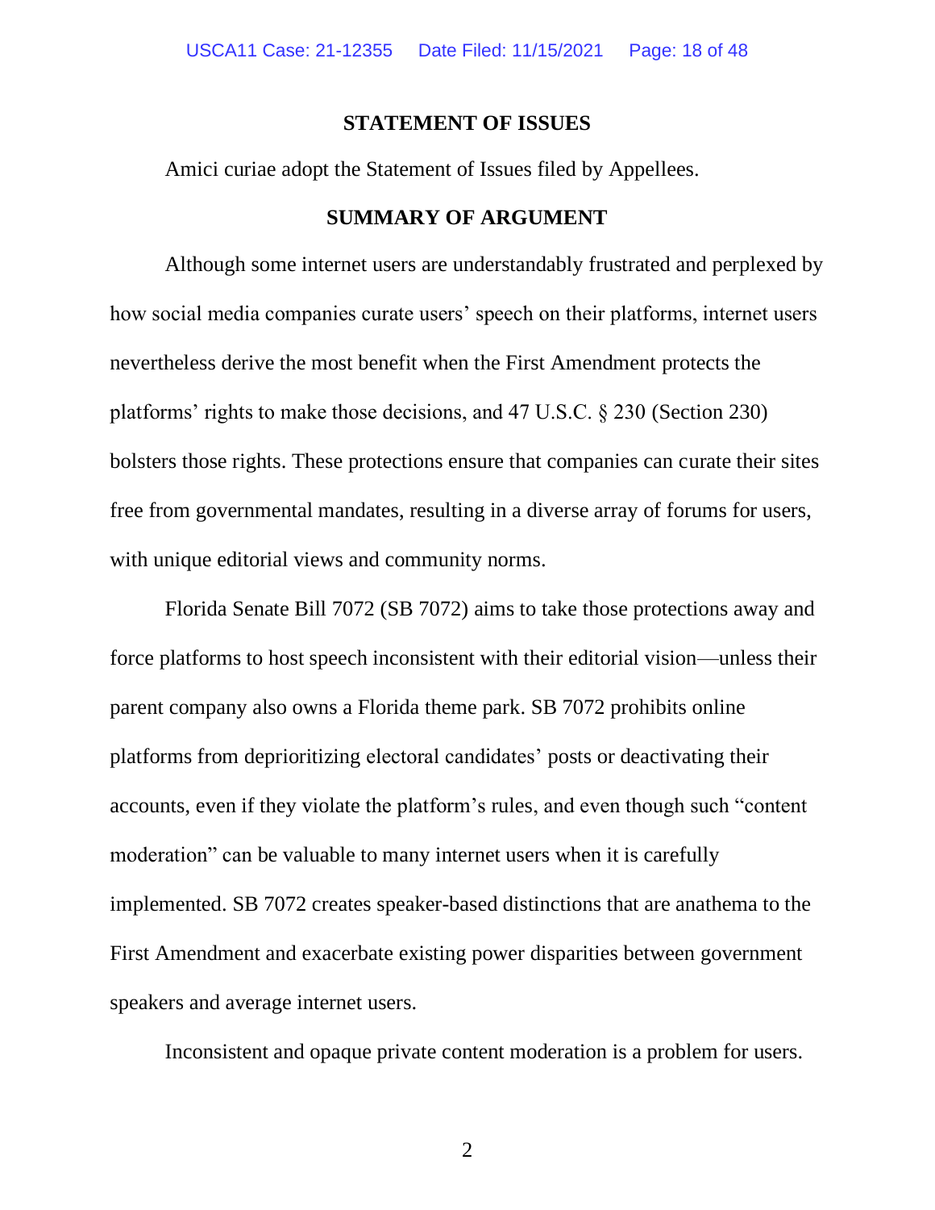## STATEMENT OF ISSUES

Amici curiae adopt the Statement of Issues filed by Appellees.

## SUMMARY OF ARGUMENT

Although some internet users are understandably frustrated and perplexed by how social media companies curate users' speech on their platforms, internet users nevertheless derive the most benefit when the First Amendment protects the platforms' rights to make those decisions, and 47 U.S.C. § 230 (Section 230) bolsters those rights. These protections ensure that companies can curate their sites free from governmental mandates, resulting in a diverse array of forums for users, with unique editorial views and community norms.

Florida Senate Bill 7072 (SB 7072) aims to take those protections away and force platforms to host speech inconsistent with their editorial vision—unless their parent company also owns a Florida theme park. SB 7072 prohibits online platforms from deprioritizing electoral candidates' posts or deactivating their accounts, even if they violate the platform's rules, and even though such "content moderation" can be valuable to many internet users when it is carefully implemented. SB 7072 creates speaker-based distinctions that are anathema to the First Amendment and exacerbate existing power disparities between government speakers and average internet users.

Inconsistent and opaque private content moderation is a problem for users.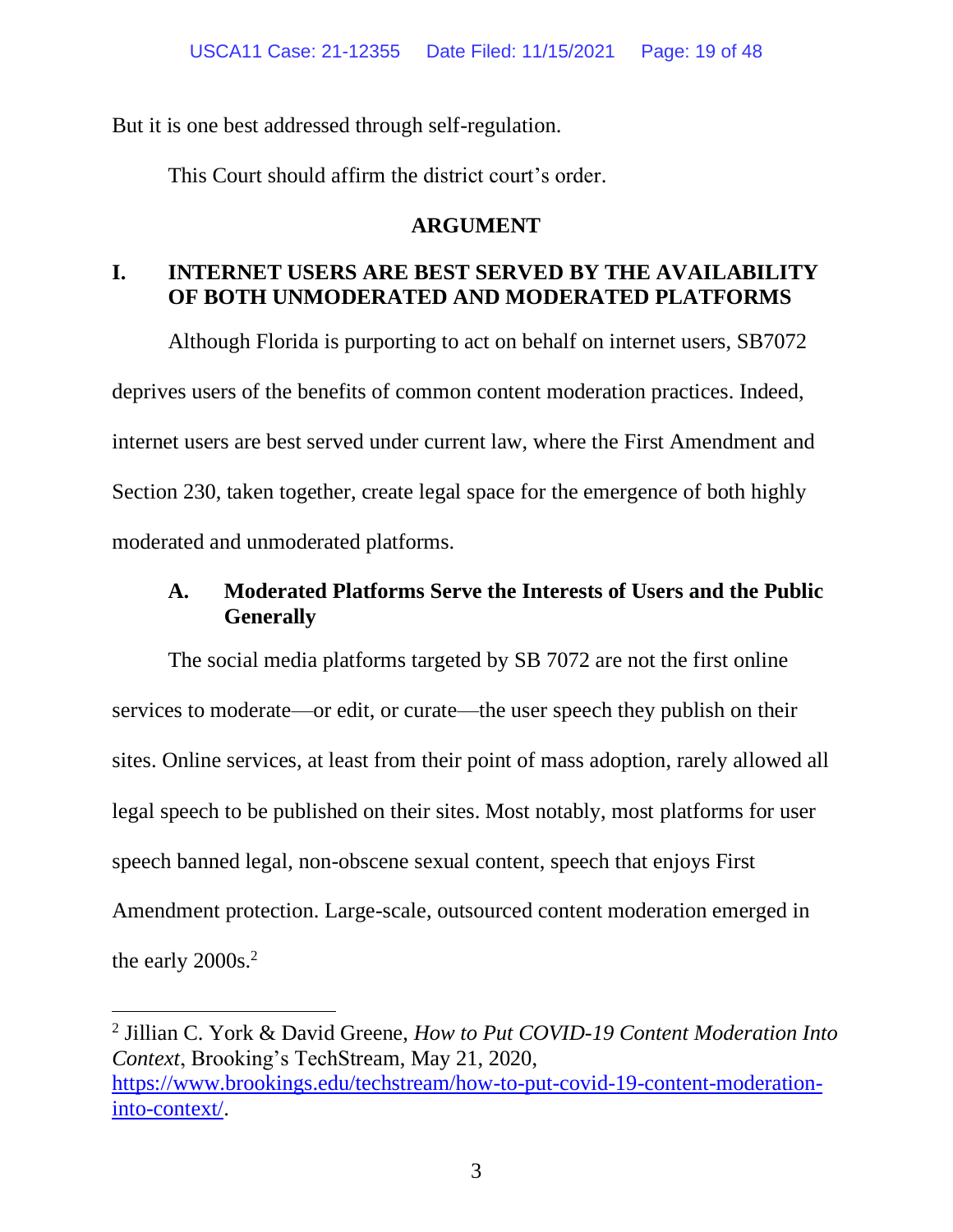But it is one best addressed through self-regulation.

This Court should affirm the district court's order.

## ARGUMENT

## I. INTERNET USERS ARE BEST SERVED BY THE AVAILABILITY OF BOTH UNMODERATED AND MODERATED PLATFORMS

Although Florida is purporting to act on behalf on internet users, SB7072 deprives users of the benefits of common content moderation practices. Indeed, internet users are best served under current law, where the First Amendment and Section 230, taken together, create legal space for the emergence of both highly moderated and unmoderated platforms.

### A. Moderated Platforms Serve the Interests of Users and the Public Generally

The social media platforms targeted by SB 7072 are not the first online services to moderate—or edit, or curate—the user speech they publish on their sites. Online services, at least from their point of mass adoption, rarely allowed all legal speech to be published on their sites. Most notably, most platforms for user speech banned legal, non-obscene sexual content, speech that enjoys First Amendment protection. Large-scale, outsourced content moderation emerged in the early 2000s.[2]

---

[2] Jillian C. York & David Greene, *How to Put COVID-19 Content Moderation Into Context*, Brooking's TechStream, May 21, 2020, https://www.brookings.edu/techstream/how-to-put-covid-19-content-moderation-into-context/.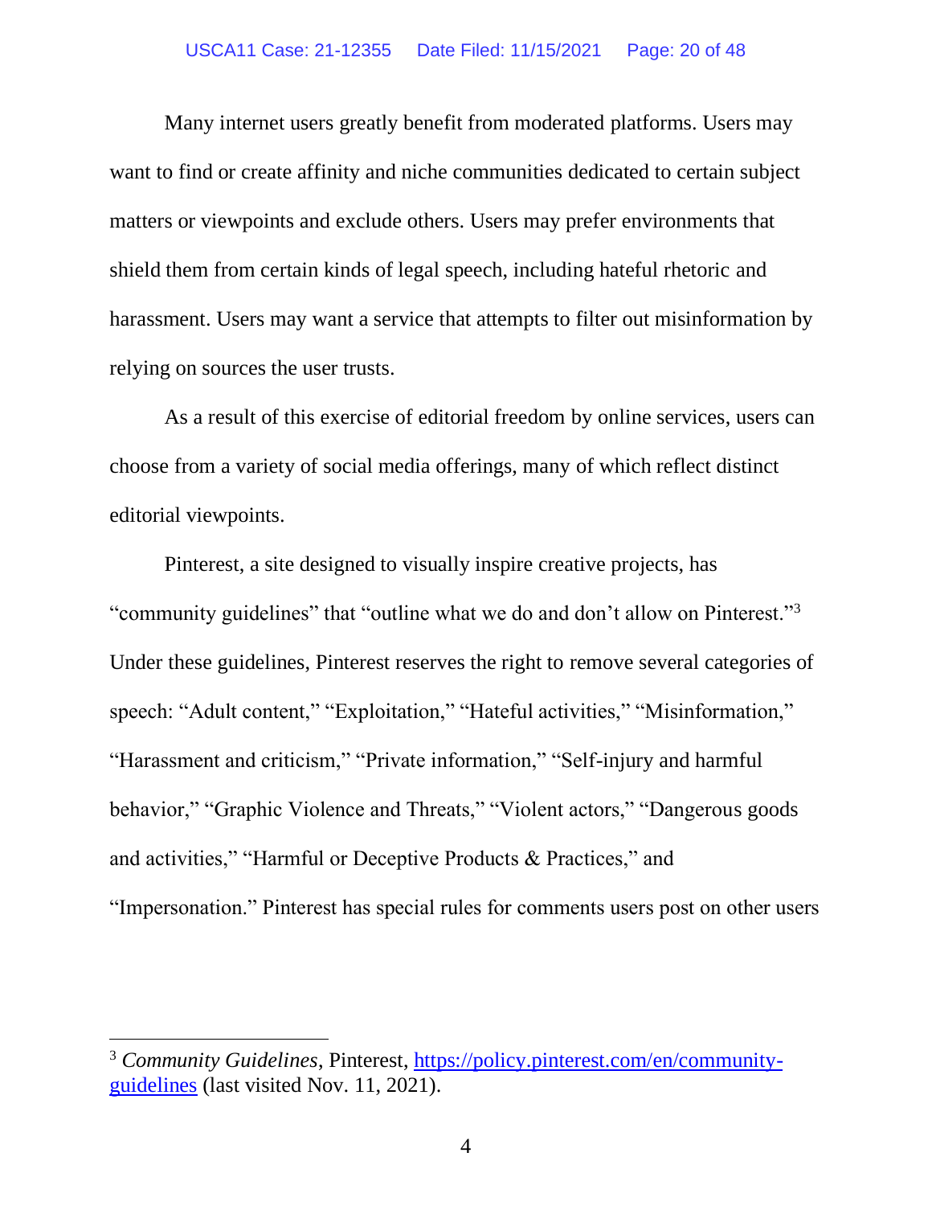Many internet users greatly benefit from moderated platforms. Users may want to find or create affinity and niche communities dedicated to certain subject matters or viewpoints and exclude others. Users may prefer environments that shield them from certain kinds of legal speech, including hateful rhetoric and harassment. Users may want a service that attempts to filter out misinformation by relying on sources the user trusts.

As a result of this exercise of editorial freedom by online services, users can choose from a variety of social media offerings, many of which reflect distinct editorial viewpoints.

Pinterest, a site designed to visually inspire creative projects, has "community guidelines" that "outline what we do and don't allow on Pinterest."[3] Under these guidelines, Pinterest reserves the right to remove several categories of speech: "Adult content," "Exploitation," "Hateful activities," "Misinformation," "Harassment and criticism," "Private information," "Self-injury and harmful behavior," "Graphic Violence and Threats," "Violent actors," "Dangerous goods and activities," "Harmful or Deceptive Products & Practices," and "Impersonation." Pinterest has special rules for comments users post on other users

---

[3] *Community Guidelines*, Pinterest, https://policy.pinterest.com/en/community-guidelines (last visited Nov. 11, 2021).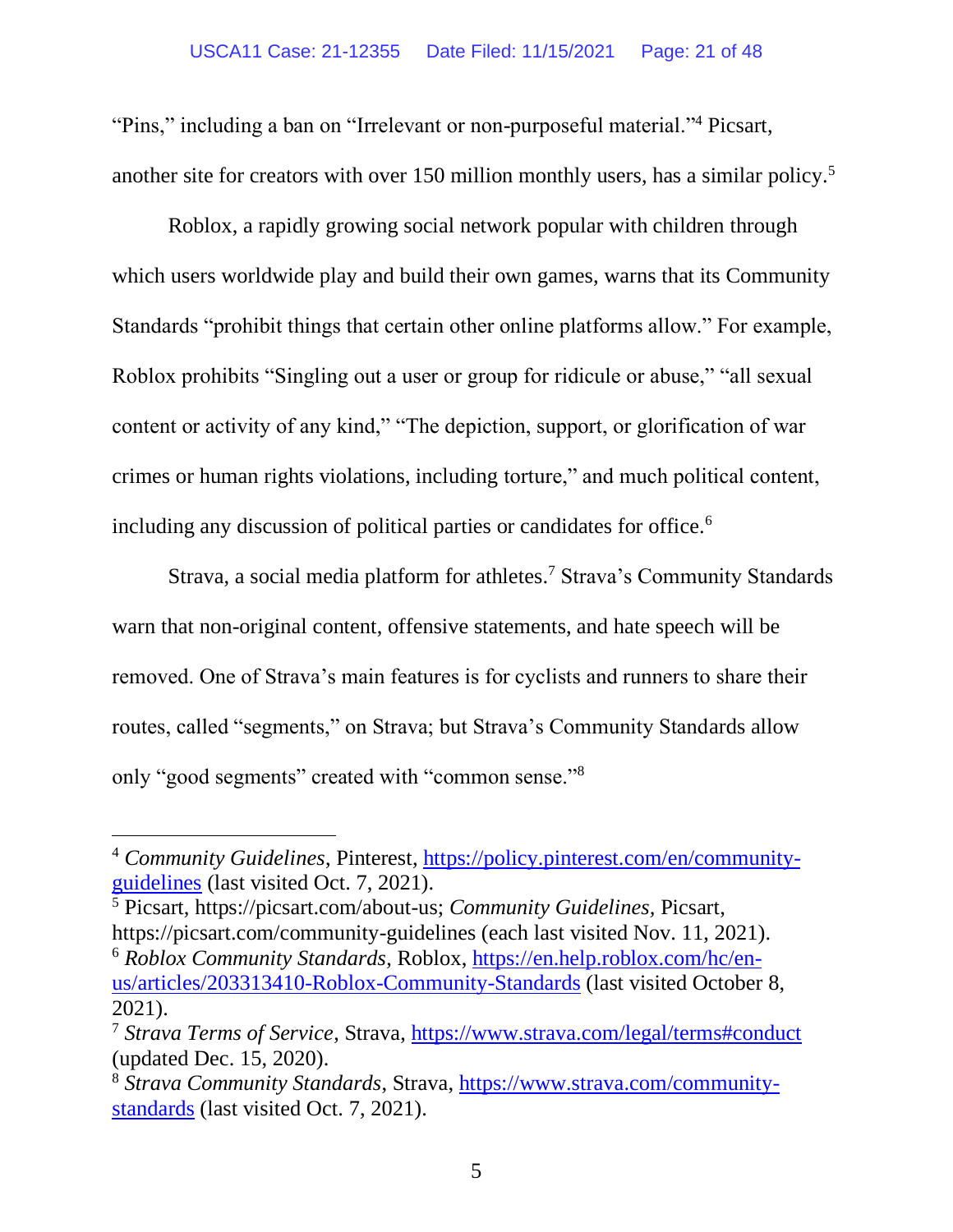"Pins," including a ban on "Irrelevant or non-purposeful material."[4] Picsart, another site for creators with over 150 million monthly users, has a similar policy.[5]

Roblox, a rapidly growing social network popular with children through which users worldwide play and build their own games, warns that its Community Standards "prohibit things that certain other online platforms allow." For example, Roblox prohibits "Singling out a user or group for ridicule or abuse," "all sexual content or activity of any kind," "The depiction, support, or glorification of war crimes or human rights violations, including torture," and much political content, including any discussion of political parties or candidates for office.[6]

Strava, a social media platform for athletes.[7] Strava's Community Standards warn that non-original content, offensive statements, and hate speech will be removed. One of Strava's main features is for cyclists and runners to share their routes, called "segments," on Strava; but Strava's Community Standards allow only "good segments" created with "common sense."[8]

---

[4] *Community Guidelines*, Pinterest, https://policy.pinterest.com/en/community-guidelines (last visited Oct. 7, 2021).

[5] Picsart, https://picsart.com/about-us; *Community Guidelines*, Picsart, https://picsart.com/community-guidelines (each last visited Nov. 11, 2021).

[6] *Roblox Community Standards*, Roblox, https://en.help.roblox.com/hc/en-us/articles/203313410-Roblox-Community-Standards (last visited October 8, 2021).

[7] *Strava Terms of Service*, Strava, https://www.strava.com/legal/terms#conduct (updated Dec. 15, 2020).

[8] *Strava Community Standards*, Strava, https://www.strava.com/community-standards (last visited Oct. 7, 2021).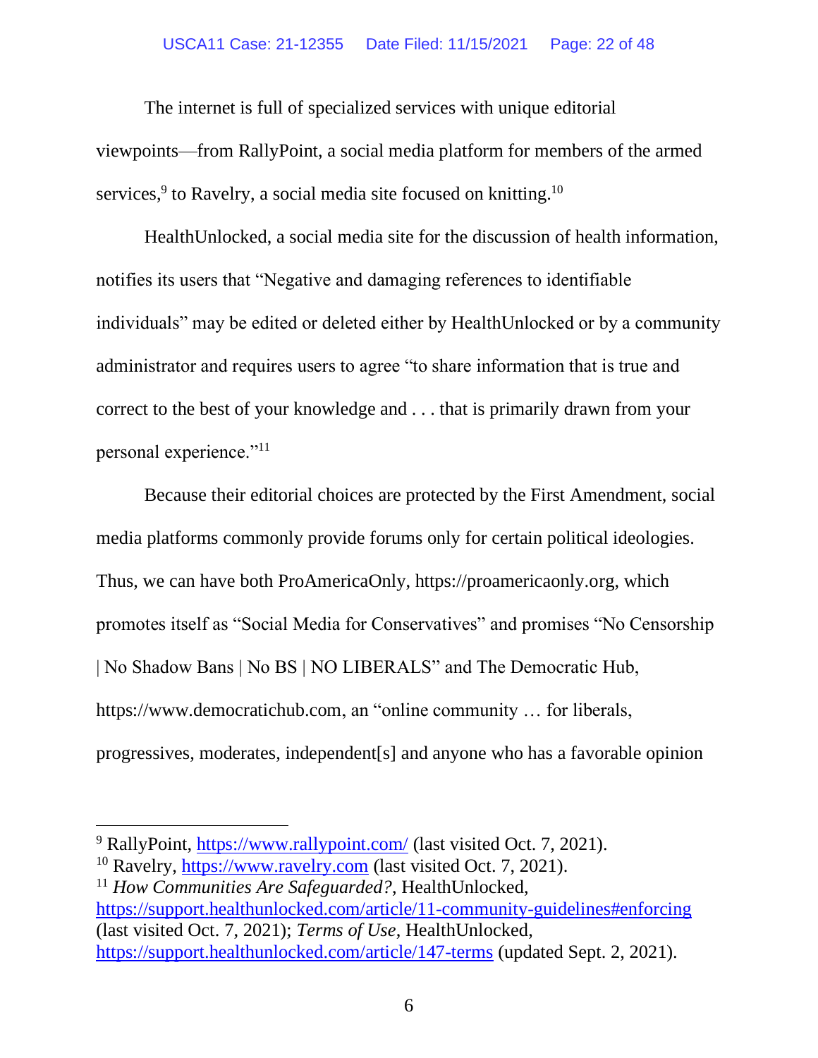The internet is full of specialized services with unique editorial viewpoints—from RallyPoint, a social media platform for members of the armed services,[9] to Ravelry, a social media site focused on knitting.[10]

HealthUnlocked, a social media site for the discussion of health information, notifies its users that "Negative and damaging references to identifiable individuals" may be edited or deleted either by HealthUnlocked or by a community administrator and requires users to agree "to share information that is true and correct to the best of your knowledge and . . . that is primarily drawn from your personal experience."[11]

Because their editorial choices are protected by the First Amendment, social media platforms commonly provide forums only for certain political ideologies. Thus, we can have both ProAmericaOnly, https://proamericaonly.org, which promotes itself as "Social Media for Conservatives" and promises "No Censorship | No Shadow Bans | No BS | NO LIBERALS" and The Democratic Hub, https://www.democratichub.com, an "online community … for liberals, progressives, moderates, independent[s] and anyone who has a favorable opinion

---

[9] RallyPoint, https://www.rallypoint.com/ (last visited Oct. 7, 2021).

[10] Ravelry, https://www.ravelry.com (last visited Oct. 7, 2021).

[11] *How Communities Are Safeguarded?*, HealthUnlocked, https://support.healthunlocked.com/article/11-community-guidelines#enforcing (last visited Oct. 7, 2021); *Terms of Use*, HealthUnlocked, https://support.healthunlocked.com/article/147-terms (updated Sept. 2, 2021).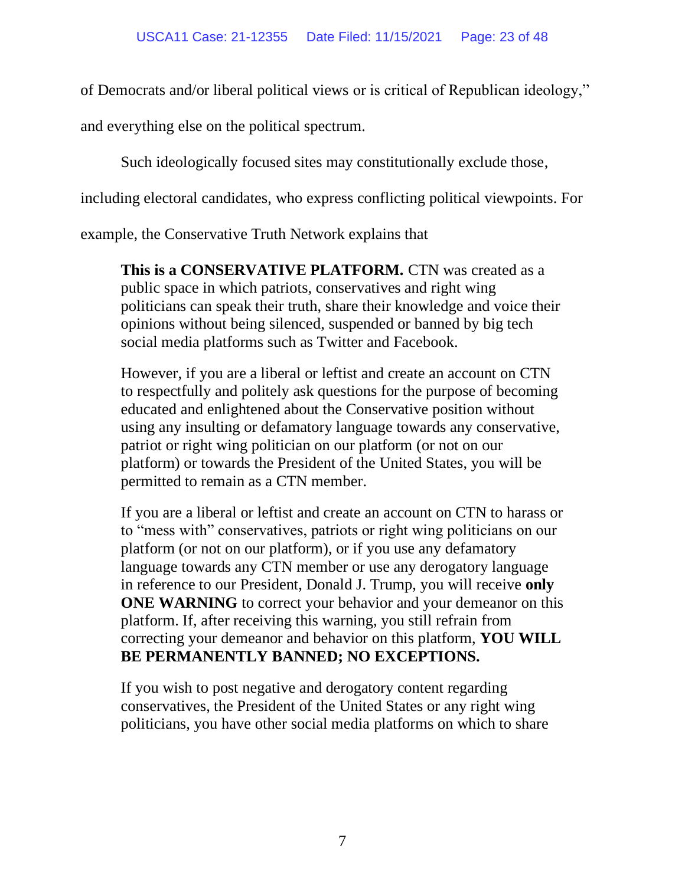of Democrats and/or liberal political views or is critical of Republican ideology," and everything else on the political spectrum.

Such ideologically focused sites may constitutionally exclude those, including electoral candidates, who express conflicting political viewpoints. For example, the Conservative Truth Network explains that

> **This is a CONSERVATIVE PLATFORM.** CTN was created as a public space in which patriots, conservatives and right wing politicians can speak their truth, share their knowledge and voice their opinions without being silenced, suspended or banned by big tech social media platforms such as Twitter and Facebook.
>
> However, if you are a liberal or leftist and create an account on CTN to respectfully and politely ask questions for the purpose of becoming educated and enlightened about the Conservative position without using any insulting or defamatory language towards any conservative, patriot or right wing politician on our platform (or not on our platform) or towards the President of the United States, you will be permitted to remain as a CTN member.
>
> If you are a liberal or leftist and create an account on CTN to harass or to "mess with" conservatives, patriots or right wing politicians on our platform (or not on our platform), or if you use any defamatory language towards any CTN member or use any derogatory language in reference to our President, Donald J. Trump, you will receive **only ONE WARNING** to correct your behavior and your demeanor on this platform. If, after receiving this warning, you still refrain from correcting your demeanor and behavior on this platform, **YOU WILL BE PERMANENTLY BANNED; NO EXCEPTIONS.**
>
> If you wish to post negative and derogatory content regarding conservatives, the President of the United States or any right wing politicians, you have other social media platforms on which to share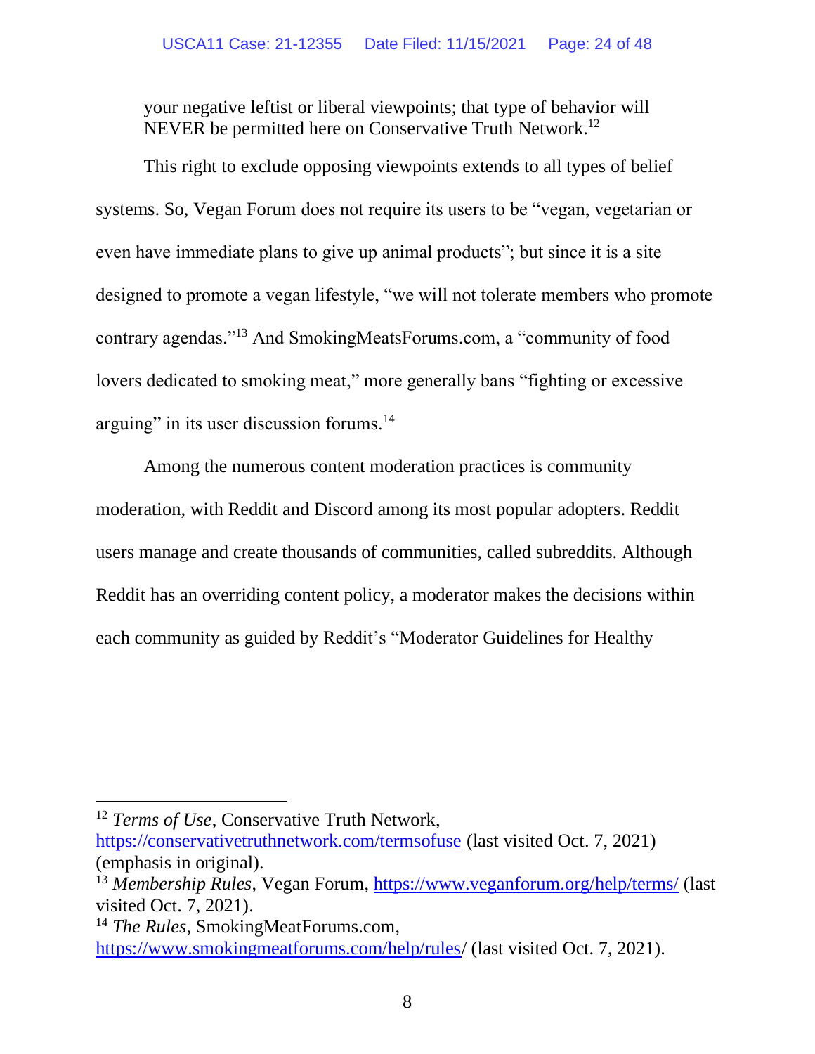your negative leftist or liberal viewpoints; that type of behavior will NEVER be permitted here on Conservative Truth Network.[12]

This right to exclude opposing viewpoints extends to all types of belief systems. So, Vegan Forum does not require its users to be "vegan, vegetarian or even have immediate plans to give up animal products"; but since it is a site designed to promote a vegan lifestyle, "we will not tolerate members who promote contrary agendas."[13] And SmokingMeatsForums.com, a "community of food lovers dedicated to smoking meat," more generally bans "fighting or excessive arguing" in its user discussion forums.[14]

Among the numerous content moderation practices is community moderation, with Reddit and Discord among its most popular adopters. Reddit users manage and create thousands of communities, called subreddits. Although Reddit has an overriding content policy, a moderator makes the decisions within each community as guided by Reddit's "Moderator Guidelines for Healthy

---

[12] *Terms of Use*, Conservative Truth Network, https://conservativetruthnetwork.com/termsofuse (last visited Oct. 7, 2021) (emphasis in original).

[13] *Membership Rules*, Vegan Forum, https://www.veganforum.org/help/terms/ (last visited Oct. 7, 2021).

[14] *The Rules*, SmokingMeatForums.com, https://www.smokingmeatforums.com/help/rules/ (last visited Oct. 7, 2021).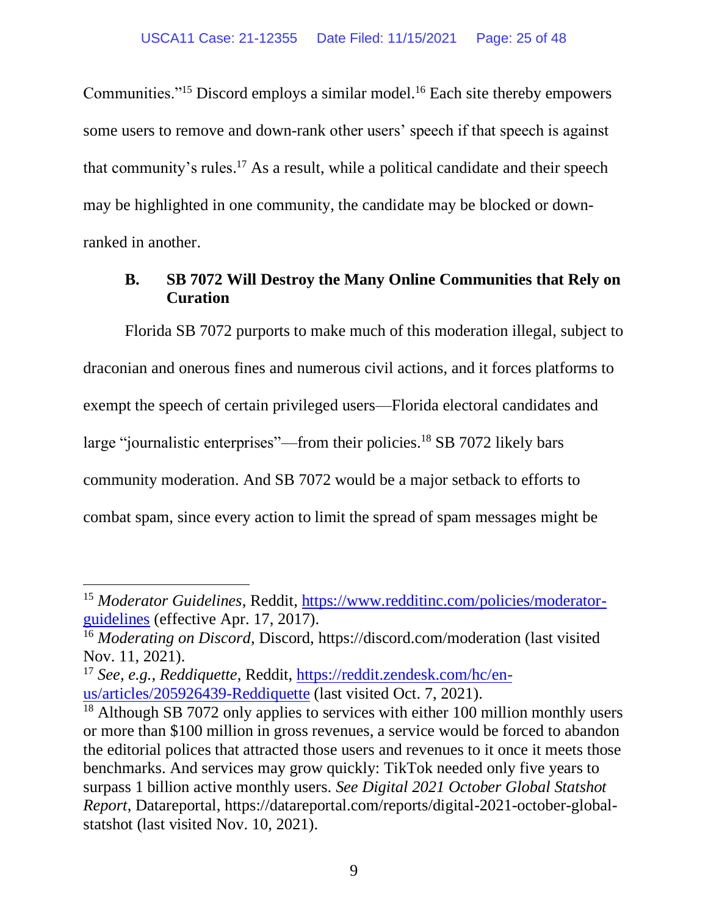Communities."[15] Discord employs a similar model.[16] Each site thereby empowers some users to remove and down-rank other users' speech if that speech is against that community's rules.[17] As a result, while a political candidate and their speech may be highlighted in one community, the candidate may be blocked or down-ranked in another.

### B. SB 7072 Will Destroy the Many Online Communities that Rely on Curation

Florida SB 7072 purports to make much of this moderation illegal, subject to draconian and onerous fines and numerous civil actions, and it forces platforms to exempt the speech of certain privileged users—Florida electoral candidates and large "journalistic enterprises"—from their policies.[18] SB 7072 likely bars community moderation. And SB 7072 would be a major setback to efforts to combat spam, since every action to limit the spread of spam messages might be

---

[15] *Moderator Guidelines*, Reddit, https://www.redditinc.com/policies/moderator-guidelines (effective Apr. 17, 2017).

[16] *Moderating on Discord*, Discord, https://discord.com/moderation (last visited Nov. 11, 2021).

[17] *See, e.g.*, *Reddiquette*, Reddit, https://reddit.zendesk.com/hc/en-us/articles/205926439-Reddiquette (last visited Oct. 7, 2021).

[18] Although SB 7072 only applies to services with either 100 million monthly users or more than $100 million in gross revenues, a service would be forced to abandon the editorial polices that attracted those users and revenues to it once it meets those benchmarks. And services may grow quickly: TikTok needed only five years to surpass 1 billion active monthly users. *See Digital 2021 October Global Statshot Report*, Datareportal, https://datareportal.com/reports/digital-2021-october-global-statshot (last visited Nov. 10, 2021).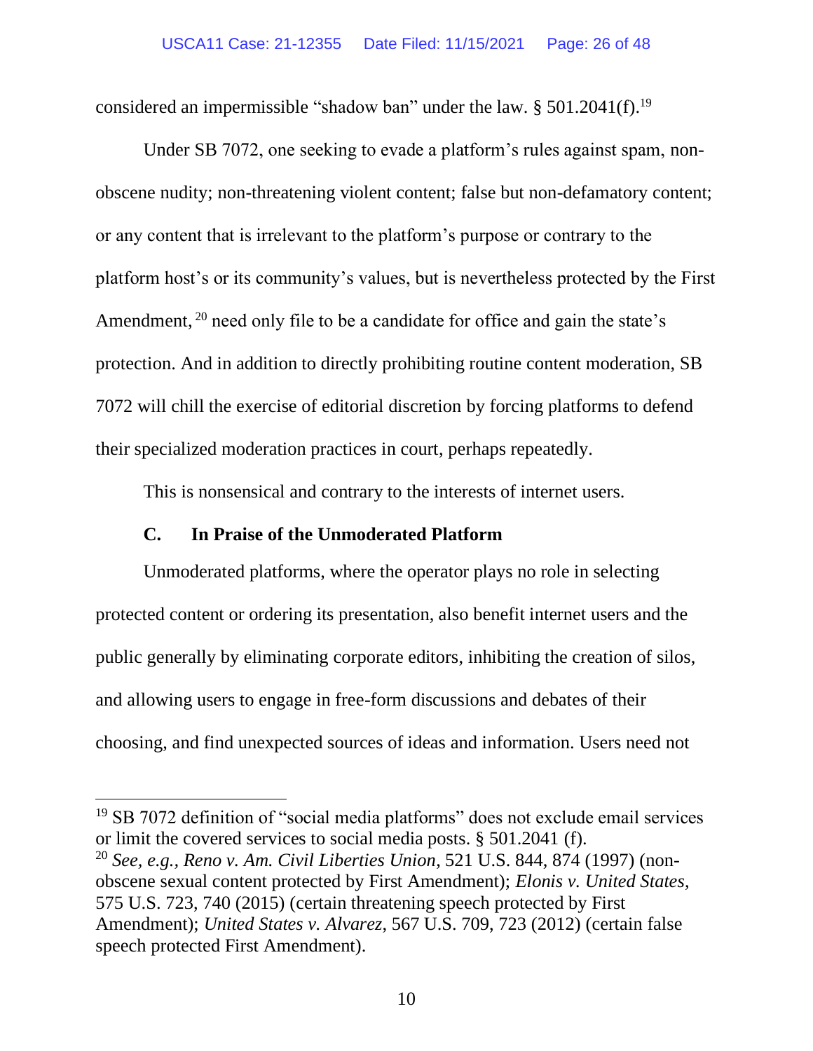considered an impermissible "shadow ban" under the law. § 501.2041(f).[19]

Under SB 7072, one seeking to evade a platform's rules against spam, non-obscene nudity; non-threatening violent content; false but non-defamatory content; or any content that is irrelevant to the platform's purpose or contrary to the platform host's or its community's values, but is nevertheless protected by the First Amendment,[20] need only file to be a candidate for office and gain the state's protection. And in addition to directly prohibiting routine content moderation, SB 7072 will chill the exercise of editorial discretion by forcing platforms to defend their specialized moderation practices in court, perhaps repeatedly.

This is nonsensical and contrary to the interests of internet users.

### C. In Praise of the Unmoderated Platform

Unmoderated platforms, where the operator plays no role in selecting protected content or ordering its presentation, also benefit internet users and the public generally by eliminating corporate editors, inhibiting the creation of silos, and allowing users to engage in free-form discussions and debates of their choosing, and find unexpected sources of ideas and information. Users need not

---

[19] SB 7072 definition of "social media platforms" does not exclude email services or limit the covered services to social media posts. § 501.2041 (f).

[20] *See, e.g.*, *Reno v. Am. Civil Liberties Union*, 521 U.S. 844, 874 (1997) (non-obscene sexual content protected by First Amendment); *Elonis v. United States*, 575 U.S. 723, 740 (2015) (certain threatening speech protected by First Amendment); *United States v. Alvarez*, 567 U.S. 709, 723 (2012) (certain false speech protected First Amendment).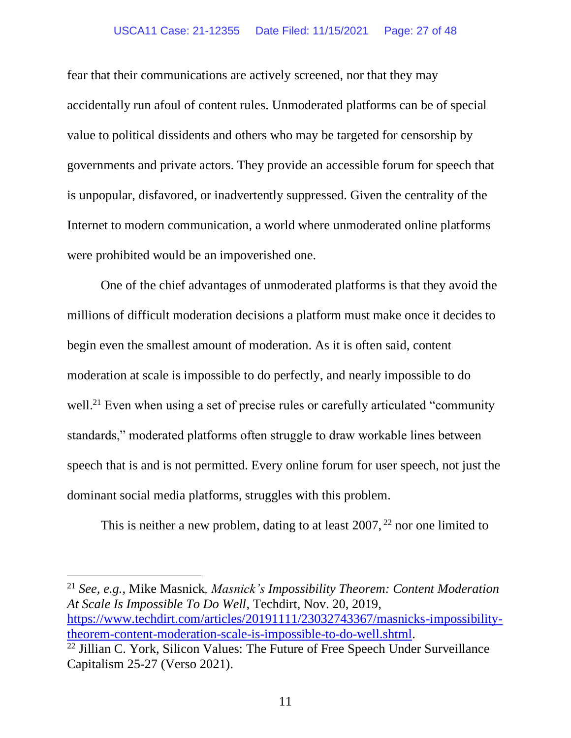fear that their communications are actively screened, nor that they may accidentally run afoul of content rules. Unmoderated platforms can be of special value to political dissidents and others who may be targeted for censorship by governments and private actors. They provide an accessible forum for speech that is unpopular, disfavored, or inadvertently suppressed. Given the centrality of the Internet to modern communication, a world where unmoderated online platforms were prohibited would be an impoverished one.

One of the chief advantages of unmoderated platforms is that they avoid the millions of difficult moderation decisions a platform must make once it decides to begin even the smallest amount of moderation. As it is often said, content moderation at scale is impossible to do perfectly, and nearly impossible to do well.[21] Even when using a set of precise rules or carefully articulated "community standards," moderated platforms often struggle to draw workable lines between speech that is and is not permitted. Every online forum for user speech, not just the dominant social media platforms, struggles with this problem.

This is neither a new problem, dating to at least 2007, [22] nor one limited to

---

[21] *See, e.g.*, Mike Masnick, *Masnick's Impossibility Theorem: Content Moderation At Scale Is Impossible To Do Well*, Techdirt, Nov. 20, 2019, https://www.techdirt.com/articles/20191111/23032743367/masnicks-impossibility-theorem-content-moderation-scale-is-impossible-to-do-well.shtml.

[22] Jillian C. York, Silicon Values: The Future of Free Speech Under Surveillance Capitalism 25-27 (Verso 2021).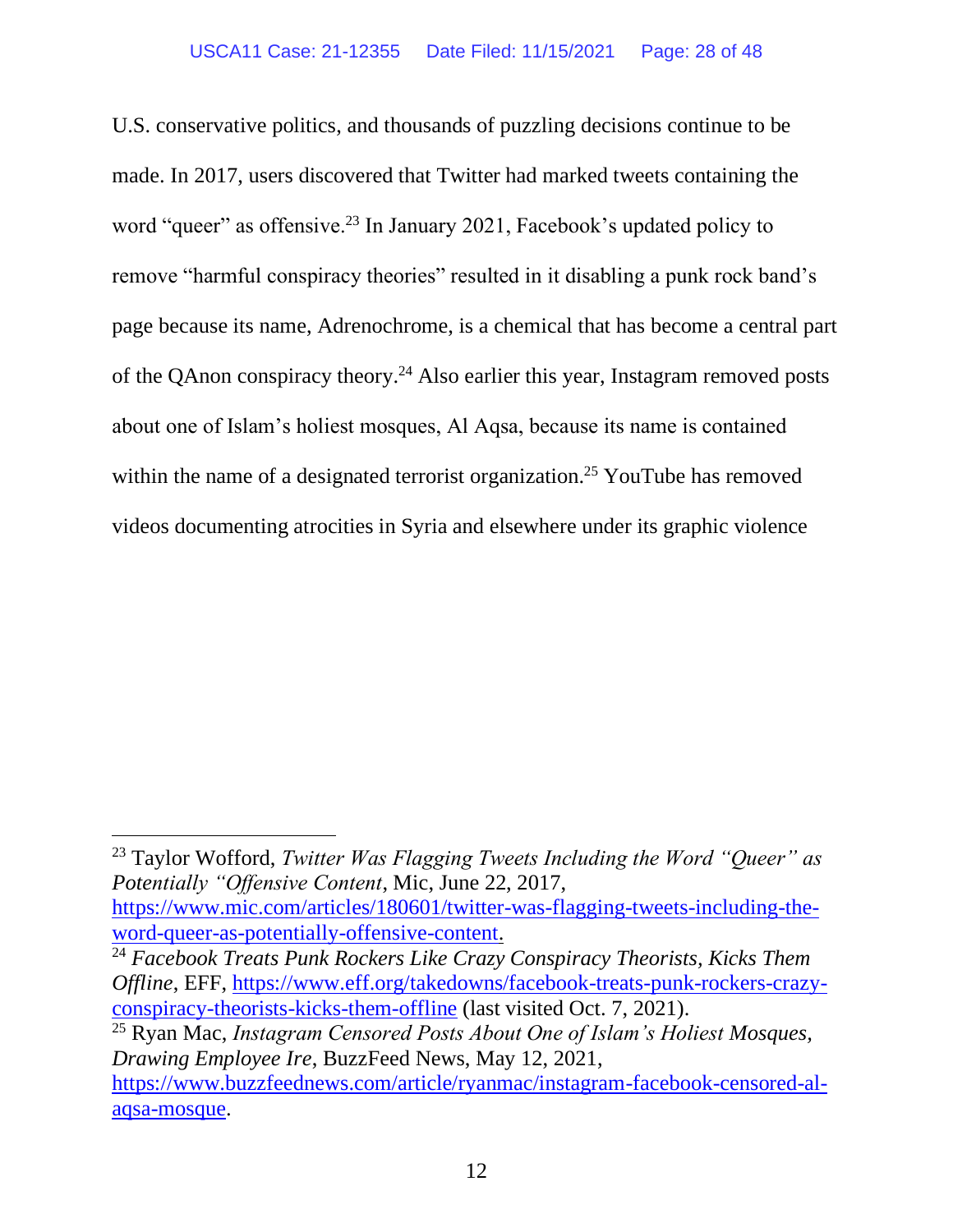U.S. conservative politics, and thousands of puzzling decisions continue to be made. In 2017, users discovered that Twitter had marked tweets containing the word "queer" as offensive.[23] In January 2021, Facebook's updated policy to remove "harmful conspiracy theories" resulted in it disabling a punk rock band's page because its name, Adrenochrome, is a chemical that has become a central part of the QAnon conspiracy theory.[24] Also earlier this year, Instagram removed posts about one of Islam's holiest mosques, Al Aqsa, because its name is contained within the name of a designated terrorist organization.[25] YouTube has removed videos documenting atrocities in Syria and elsewhere under its graphic violence

---

[23] Taylor Wofford, *Twitter Was Flagging Tweets Including the Word "Queer" as Potentially "Offensive Content*, Mic, June 22, 2017, https://www.mic.com/articles/180601/twitter-was-flagging-tweets-including-the-word-queer-as-potentially-offensive-content.

[24] *Facebook Treats Punk Rockers Like Crazy Conspiracy Theorists, Kicks Them Offline*, EFF, https://www.eff.org/takedowns/facebook-treats-punk-rockers-crazy-conspiracy-theorists-kicks-them-offline (last visited Oct. 7, 2021).

[25] Ryan Mac, *Instagram Censored Posts About One of Islam's Holiest Mosques, Drawing Employee Ire*, BuzzFeed News, May 12, 2021, https://www.buzzfeednews.com/article/ryanmac/instagram-facebook-censored-al-aqsa-mosque.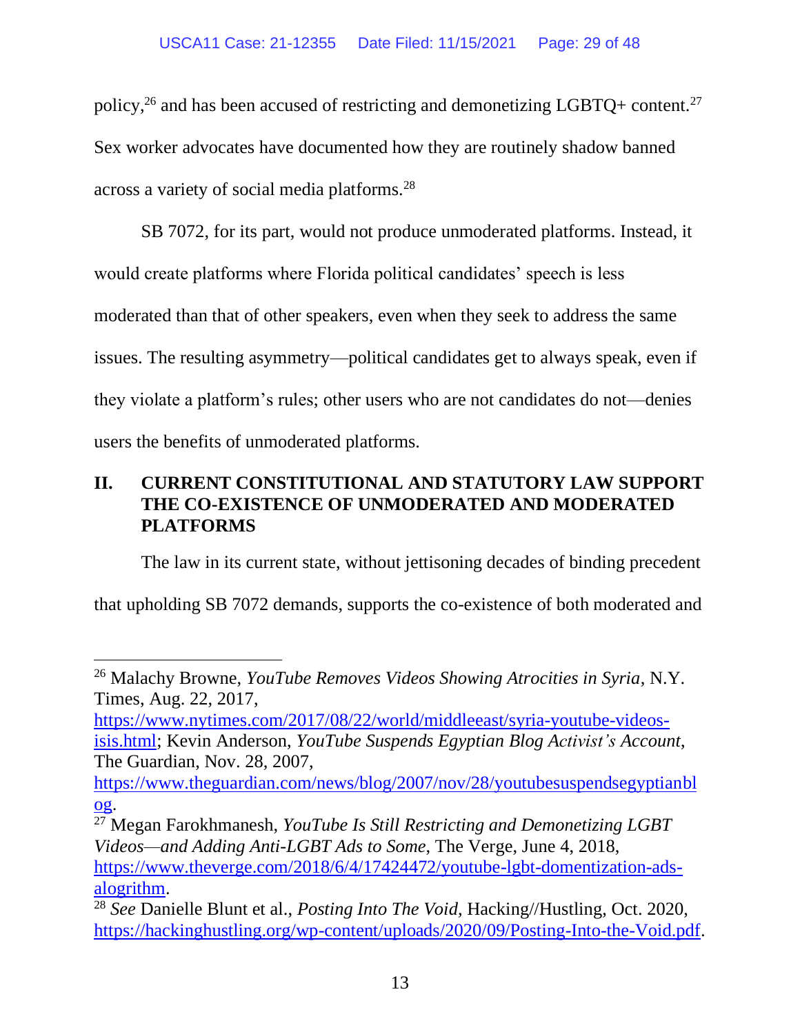policy,[26] and has been accused of restricting and demonetizing LGBTQ+ content.[27] Sex worker advocates have documented how they are routinely shadow banned across a variety of social media platforms.[28]

SB 7072, for its part, would not produce unmoderated platforms. Instead, it would create platforms where Florida political candidates' speech is less moderated than that of other speakers, even when they seek to address the same issues. The resulting asymmetry—political candidates get to always speak, even if they violate a platform's rules; other users who are not candidates do not—denies users the benefits of unmoderated platforms.

## II. CURRENT CONSTITUTIONAL AND STATUTORY LAW SUPPORT THE CO-EXISTENCE OF UNMODERATED AND MODERATED PLATFORMS

The law in its current state, without jettisoning decades of binding precedent that upholding SB 7072 demands, supports the co-existence of both moderated and

---

[26] Malachy Browne, *YouTube Removes Videos Showing Atrocities in Syria*, N.Y. Times, Aug. 22, 2017, https://www.nytimes.com/2017/08/22/world/middleeast/syria-youtube-videos-isis.html; Kevin Anderson, *YouTube Suspends Egyptian Blog Activist's Account*, The Guardian, Nov. 28, 2007, https://www.theguardian.com/news/blog/2007/nov/28/youtubesuspendsegyptianblog.

[27] Megan Farokhmanesh, *YouTube Is Still Restricting and Demonetizing LGBT Videos—and Adding Anti-LGBT Ads to Some*, The Verge, June 4, 2018, https://www.theverge.com/2018/6/4/17424472/youtube-lgbt-domentization-ads-alogrithm.

[28] *See* Danielle Blunt et al., *Posting Into The Void*, Hacking//Hustling, Oct. 2020, https://hackinghustling.org/wp-content/uploads/2020/09/Posting-Into-the-Void.pdf.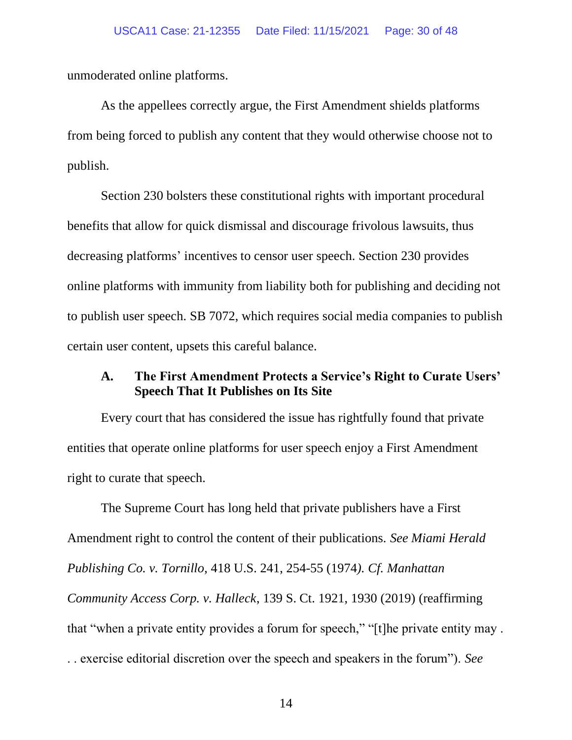unmoderated online platforms.

As the appellees correctly argue, the First Amendment shields platforms from being forced to publish any content that they would otherwise choose not to publish.

Section 230 bolsters these constitutional rights with important procedural benefits that allow for quick dismissal and discourage frivolous lawsuits, thus decreasing platforms' incentives to censor user speech. Section 230 provides online platforms with immunity from liability both for publishing and deciding not to publish user speech. SB 7072, which requires social media companies to publish certain user content, upsets this careful balance.

### A. The First Amendment Protects a Service's Right to Curate Users' Speech That It Publishes on Its Site

Every court that has considered the issue has rightfully found that private entities that operate online platforms for user speech enjoy a First Amendment right to curate that speech.

The Supreme Court has long held that private publishers have a First Amendment right to control the content of their publications. *See Miami Herald Publishing Co. v. Tornillo*, 418 U.S. 241, 254-55 (1974*). Cf. Manhattan Community Access Corp. v. Halleck*, 139 S. Ct. 1921, 1930 (2019) (reaffirming that "when a private entity provides a forum for speech," "[t]he private entity may . . . exercise editorial discretion over the speech and speakers in the forum"). *See*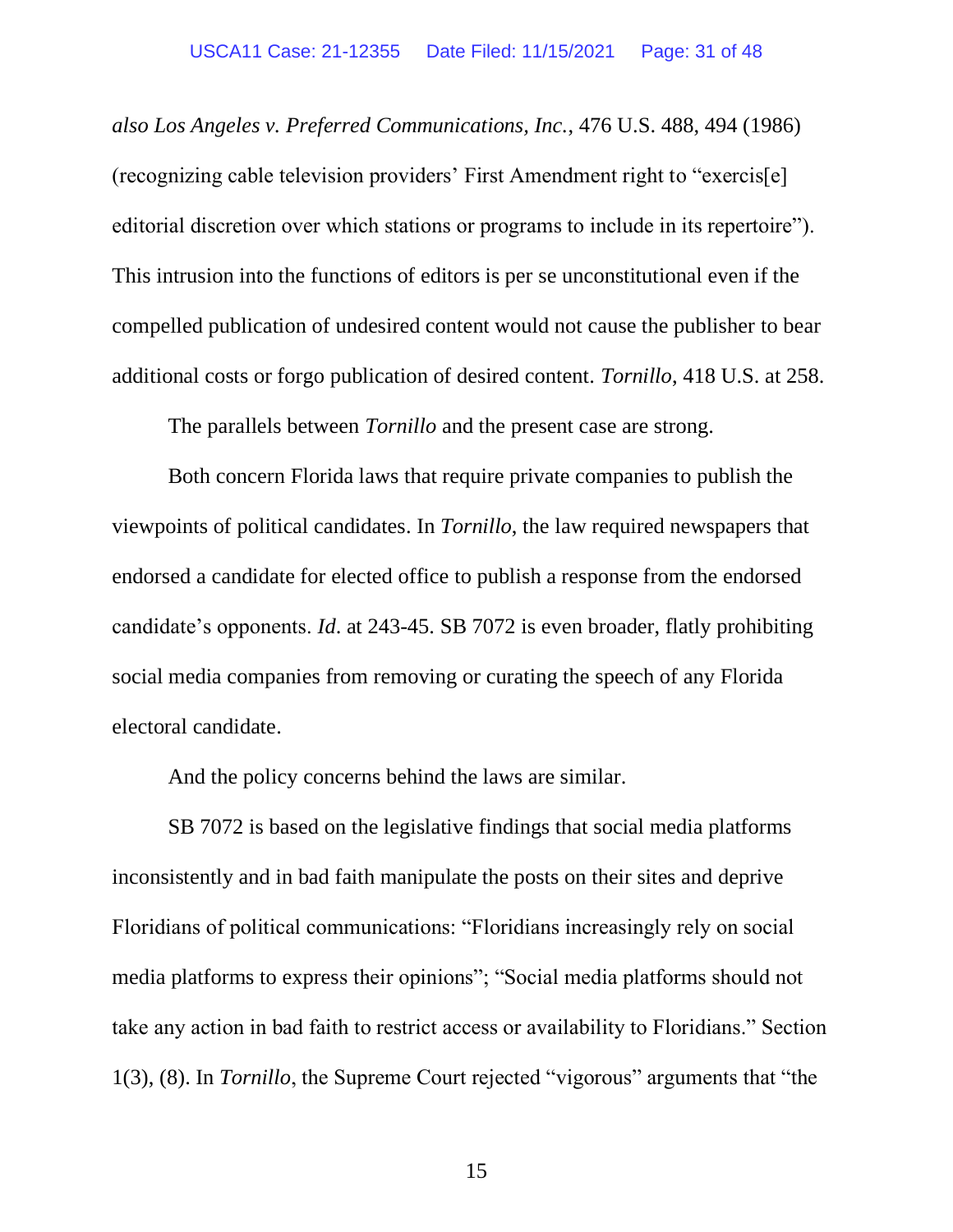*also Los Angeles v. Preferred Communications, Inc.*, 476 U.S. 488, 494 (1986) (recognizing cable television providers' First Amendment right to "exercis[e] editorial discretion over which stations or programs to include in its repertoire"). This intrusion into the functions of editors is per se unconstitutional even if the compelled publication of undesired content would not cause the publisher to bear additional costs or forgo publication of desired content. *Tornillo*, 418 U.S. at 258.

The parallels between *Tornillo* and the present case are strong.

Both concern Florida laws that require private companies to publish the viewpoints of political candidates. In *Tornillo*, the law required newspapers that endorsed a candidate for elected office to publish a response from the endorsed candidate's opponents. *Id*. at 243-45. SB 7072 is even broader, flatly prohibiting social media companies from removing or curating the speech of any Florida electoral candidate.

And the policy concerns behind the laws are similar.

SB 7072 is based on the legislative findings that social media platforms inconsistently and in bad faith manipulate the posts on their sites and deprive Floridians of political communications: "Floridians increasingly rely on social media platforms to express their opinions"; "Social media platforms should not take any action in bad faith to restrict access or availability to Floridians." Section 1(3), (8). In *Tornillo*, the Supreme Court rejected "vigorous" arguments that "the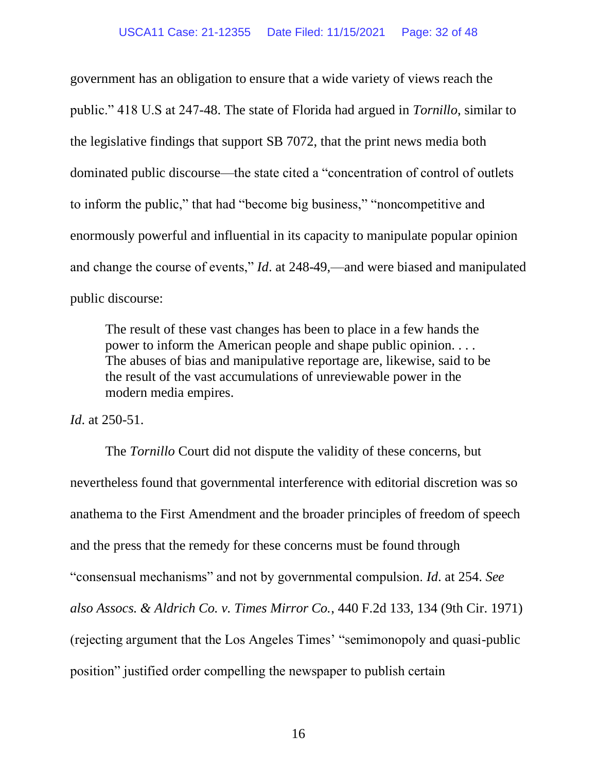government has an obligation to ensure that a wide variety of views reach the public." 418 U.S at 247-48. The state of Florida had argued in *Tornillo*, similar to the legislative findings that support SB 7072, that the print news media both dominated public discourse—the state cited a "concentration of control of outlets to inform the public," that had "become big business," "noncompetitive and enormously powerful and influential in its capacity to manipulate popular opinion and change the course of events," *Id*. at 248-49,—and were biased and manipulated public discourse:

> The result of these vast changes has been to place in a few hands the power to inform the American people and shape public opinion. . . . The abuses of bias and manipulative reportage are, likewise, said to be the result of the vast accumulations of unreviewable power in the modern media empires.

*Id*. at 250-51.

The *Tornillo* Court did not dispute the validity of these concerns, but nevertheless found that governmental interference with editorial discretion was so anathema to the First Amendment and the broader principles of freedom of speech and the press that the remedy for these concerns must be found through "consensual mechanisms" and not by governmental compulsion. *Id*. at 254. *See also Assocs. & Aldrich Co. v. Times Mirror Co.*, 440 F.2d 133, 134 (9th Cir. 1971) (rejecting argument that the Los Angeles Times' "semimonopoly and quasi-public position" justified order compelling the newspaper to publish certain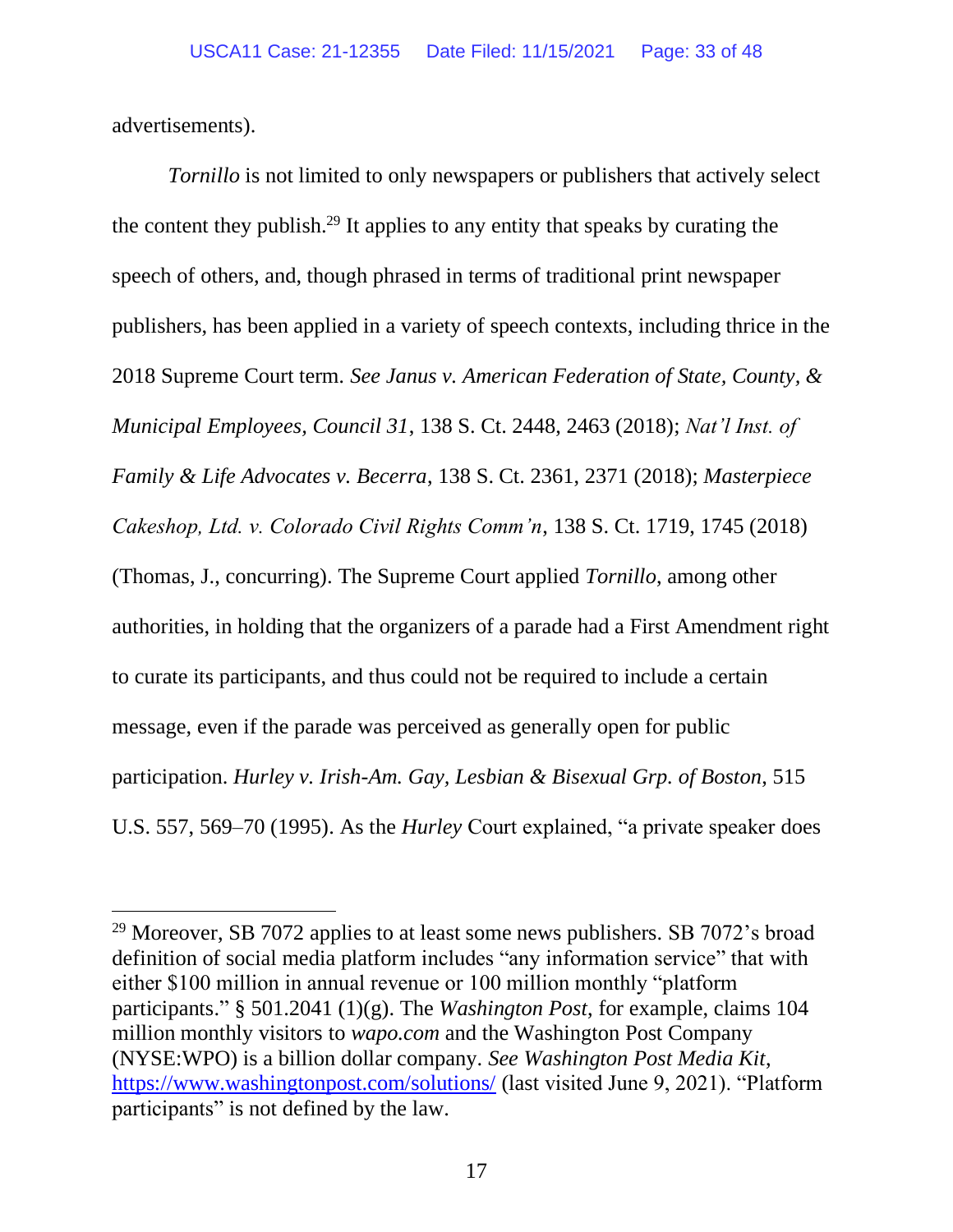advertisements).

*Tornillo* is not limited to only newspapers or publishers that actively select the content they publish.[29] It applies to any entity that speaks by curating the speech of others, and, though phrased in terms of traditional print newspaper publishers, has been applied in a variety of speech contexts, including thrice in the 2018 Supreme Court term. *See Janus v. American Federation of State, County, & Municipal Employees, Council 31*, 138 S. Ct. 2448, 2463 (2018); *Nat'l Inst. of Family & Life Advocates v. Becerra*, 138 S. Ct. 2361, 2371 (2018); *Masterpiece Cakeshop, Ltd. v. Colorado Civil Rights Comm'n*, 138 S. Ct. 1719, 1745 (2018) (Thomas, J., concurring). The Supreme Court applied *Tornillo*, among other authorities, in holding that the organizers of a parade had a First Amendment right to curate its participants, and thus could not be required to include a certain message, even if the parade was perceived as generally open for public participation. *Hurley v. Irish-Am. Gay, Lesbian & Bisexual Grp. of Boston*, 515 U.S. 557, 569–70 (1995). As the *Hurley* Court explained, "a private speaker does

---

[29] Moreover, SB 7072 applies to at least some news publishers. SB 7072's broad definition of social media platform includes "any information service" that with either $100 million in annual revenue or 100 million monthly "platform participants." § 501.2041 (1)(g). The *Washington Post*, for example, claims 104 million monthly visitors to *wapo.com* and the Washington Post Company (NYSE:WPO) is a billion dollar company. *See Washington Post Media Kit*, https://www.washingtonpost.com/solutions/ (last visited June 9, 2021). "Platform participants" is not defined by the law.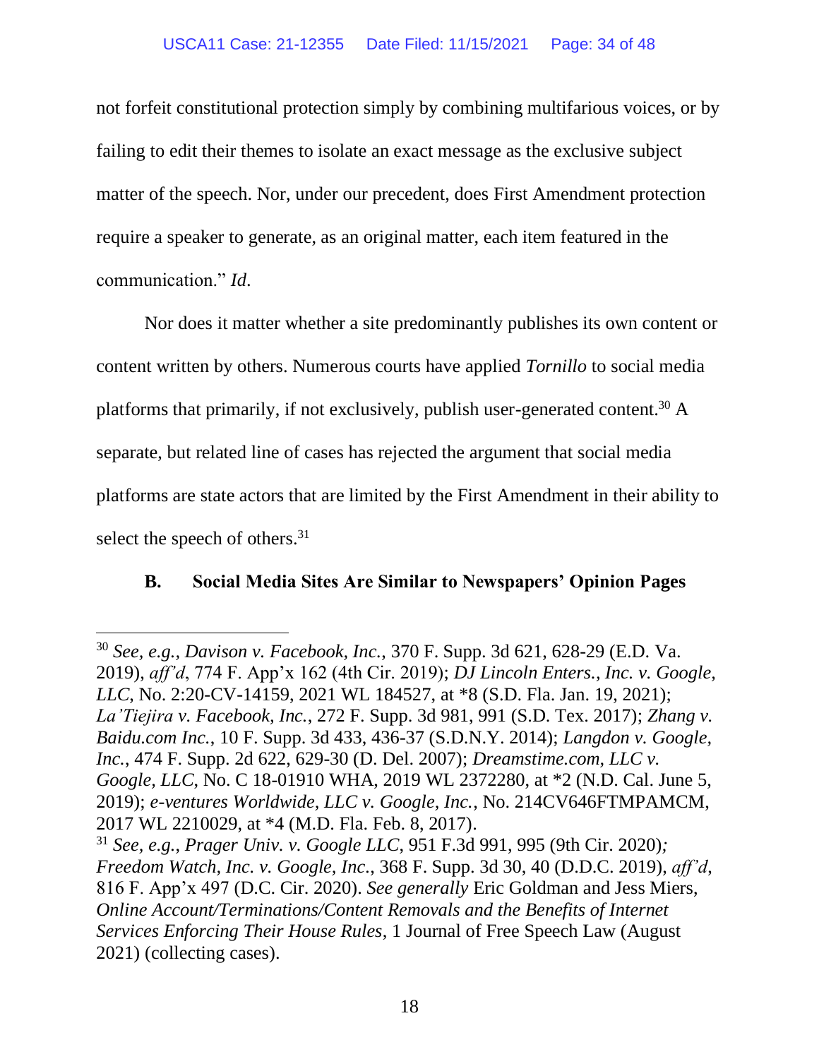not forfeit constitutional protection simply by combining multifarious voices, or by failing to edit their themes to isolate an exact message as the exclusive subject matter of the speech. Nor, under our precedent, does First Amendment protection require a speaker to generate, as an original matter, each item featured in the communication." *Id.*

Nor does it matter whether a site predominantly publishes its own content or content written by others. Numerous courts have applied *Tornillo* to social media platforms that primarily, if not exclusively, publish user-generated content.[30] A separate, but related line of cases has rejected the argument that social media platforms are state actors that are limited by the First Amendment in their ability to select the speech of others.[31]

## B. Social Media Sites Are Similar to Newspapers' Opinion Pages

---

[30] *See, e.g.*, *Davison v. Facebook, Inc.*, 370 F. Supp. 3d 621, 628-29 (E.D. Va. 2019), *aff'd*, 774 F. App'x 162 (4th Cir. 2019); *DJ Lincoln Enters., Inc. v. Google, LLC*, No. 2:20-CV-14159, 2021 WL 184527, at *8 (S.D. Fla. Jan. 19, 2021); *La'Tiejira v. Facebook, Inc.*, 272 F. Supp. 3d 981, 991 (S.D. Tex. 2017); *Zhang v. Baidu.com Inc.*, 10 F. Supp. 3d 433, 436-37 (S.D.N.Y. 2014); *Langdon v. Google, Inc.*, 474 F. Supp. 2d 622, 629-30 (D. Del. 2007); *Dreamstime.com, LLC v. Google, LLC*, No. C 18-01910 WHA, 2019 WL 2372280, at *2 (N.D. Cal. June 5, 2019); *e-ventures Worldwide, LLC v. Google, Inc.*, No. 214CV646FTMPAMCM, 2017 WL 2210029, at *4 (M.D. Fla. Feb. 8, 2017).

[31] *See, e.g.*, *Prager Univ. v. Google LLC*, 951 F.3d 991, 995 (9th Cir. 2020); *Freedom Watch, Inc. v. Google, Inc.*, 368 F. Supp. 3d 30, 40 (D.D.C. 2019), *aff'd*, 816 F. App'x 497 (D.C. Cir. 2020). *See generally* Eric Goldman and Jess Miers, *Online Account/Terminations/Content Removals and the Benefits of Internet Services Enforcing Their House Rules*, 1 Journal of Free Speech Law (August 2021) (collecting cases).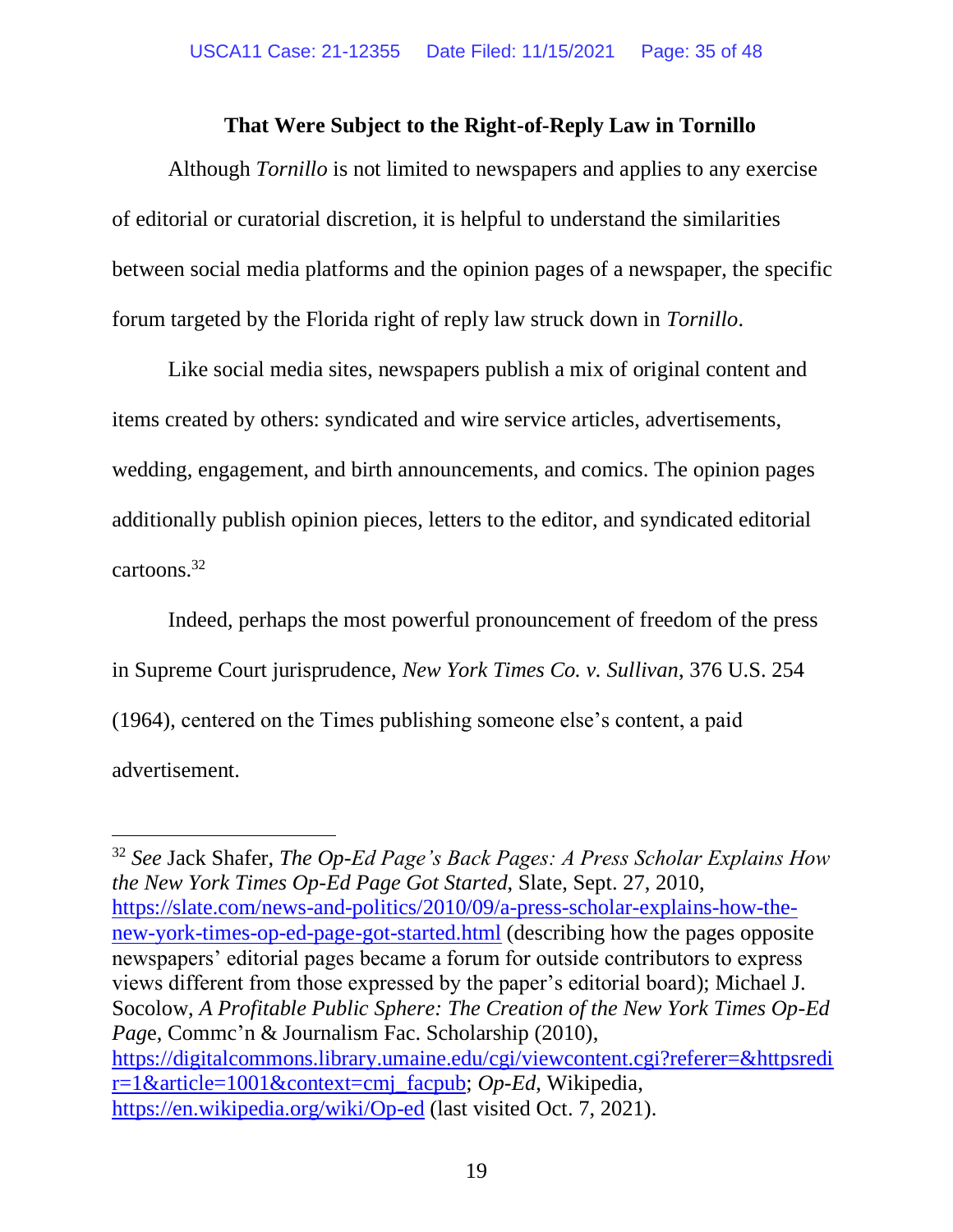**That Were Subject to the Right-of-Reply Law in Tornillo**

Although *Tornillo* is not limited to newspapers and applies to any exercise of editorial or curatorial discretion, it is helpful to understand the similarities between social media platforms and the opinion pages of a newspaper, the specific forum targeted by the Florida right of reply law struck down in *Tornillo*.

Like social media sites, newspapers publish a mix of original content and items created by others: syndicated and wire service articles, advertisements, wedding, engagement, and birth announcements, and comics. The opinion pages additionally publish opinion pieces, letters to the editor, and syndicated editorial cartoons.[32]

Indeed, perhaps the most powerful pronouncement of freedom of the press in Supreme Court jurisprudence, *New York Times Co. v. Sullivan*, 376 U.S. 254 (1964), centered on the Times publishing someone else's content, a paid advertisement.

---

[32] *See* Jack Shafer, *The Op-Ed Page's Back Pages: A Press Scholar Explains How the New York Times Op-Ed Page Got Started*, Slate, Sept. 27, 2010, https://slate.com/news-and-politics/2010/09/a-press-scholar-explains-how-the-new-york-times-op-ed-page-got-started.html (describing how the pages opposite newspapers' editorial pages became a forum for outside contributors to express views different from those expressed by the paper's editorial board); Michael J. Socolow, *A Profitable Public Sphere: The Creation of the New York Times Op-Ed Pag*e, Commc'n & Journalism Fac. Scholarship (2010), https://digitalcommons.library.umaine.edu/cgi/viewcontent.cgi?referer=&httpsredir=1&article=1001&context=cmj_facpub; *Op-Ed*, Wikipedia, https://en.wikipedia.org/wiki/Op-ed (last visited Oct. 7, 2021).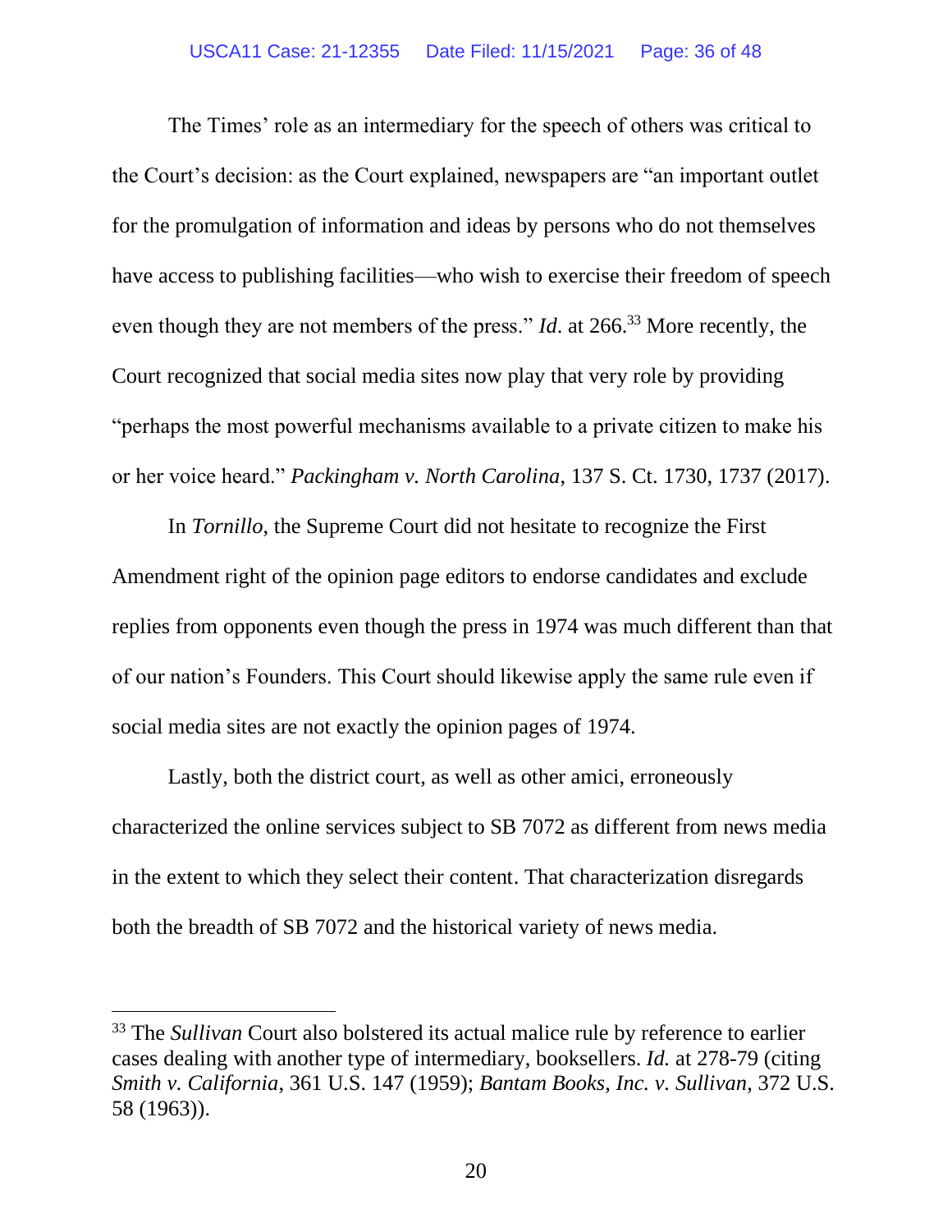The Times' role as an intermediary for the speech of others was critical to the Court's decision: as the Court explained, newspapers are "an important outlet for the promulgation of information and ideas by persons who do not themselves have access to publishing facilities—who wish to exercise their freedom of speech even though they are not members of the press." *Id*. at 266.[33] More recently, the Court recognized that social media sites now play that very role by providing "perhaps the most powerful mechanisms available to a private citizen to make his or her voice heard." *Packingham v. North Carolina*, 137 S. Ct. 1730, 1737 (2017).

In *Tornillo*, the Supreme Court did not hesitate to recognize the First Amendment right of the opinion page editors to endorse candidates and exclude replies from opponents even though the press in 1974 was much different than that of our nation's Founders. This Court should likewise apply the same rule even if social media sites are not exactly the opinion pages of 1974.

Lastly, both the district court, as well as other amici, erroneously characterized the online services subject to SB 7072 as different from news media in the extent to which they select their content. That characterization disregards both the breadth of SB 7072 and the historical variety of news media.

---

[33] The *Sullivan* Court also bolstered its actual malice rule by reference to earlier cases dealing with another type of intermediary, booksellers. *Id.* at 278-79 (citing *Smith v. California*, 361 U.S. 147 (1959); *Bantam Books, Inc. v. Sullivan*, 372 U.S. 58 (1963)).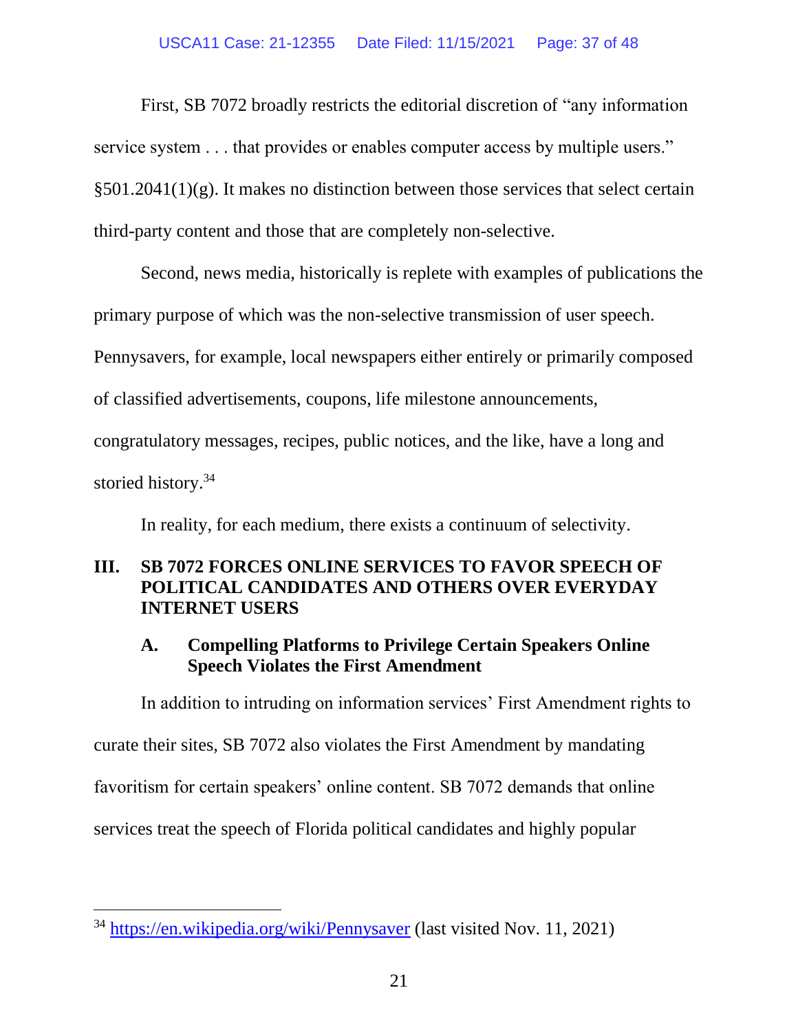First, SB 7072 broadly restricts the editorial discretion of "any information service system . . . that provides or enables computer access by multiple users." §501.2041(1)(g). It makes no distinction between those services that select certain third-party content and those that are completely non-selective.

Second, news media, historically is replete with examples of publications the primary purpose of which was the non-selective transmission of user speech. Pennysavers, for example, local newspapers either entirely or primarily composed of classified advertisements, coupons, life milestone announcements, congratulatory messages, recipes, public notices, and the like, have a long and storied history.[34]

In reality, for each medium, there exists a continuum of selectivity.

## III. SB 7072 FORCES ONLINE SERVICES TO FAVOR SPEECH OF POLITICAL CANDIDATES AND OTHERS OVER EVERYDAY INTERNET USERS

### A. Compelling Platforms to Privilege Certain Speakers Online Speech Violates the First Amendment

In addition to intruding on information services' First Amendment rights to curate their sites, SB 7072 also violates the First Amendment by mandating favoritism for certain speakers' online content. SB 7072 demands that online services treat the speech of Florida political candidates and highly popular

---

[34] https://en.wikipedia.org/wiki/Pennysaver (last visited Nov. 11, 2021)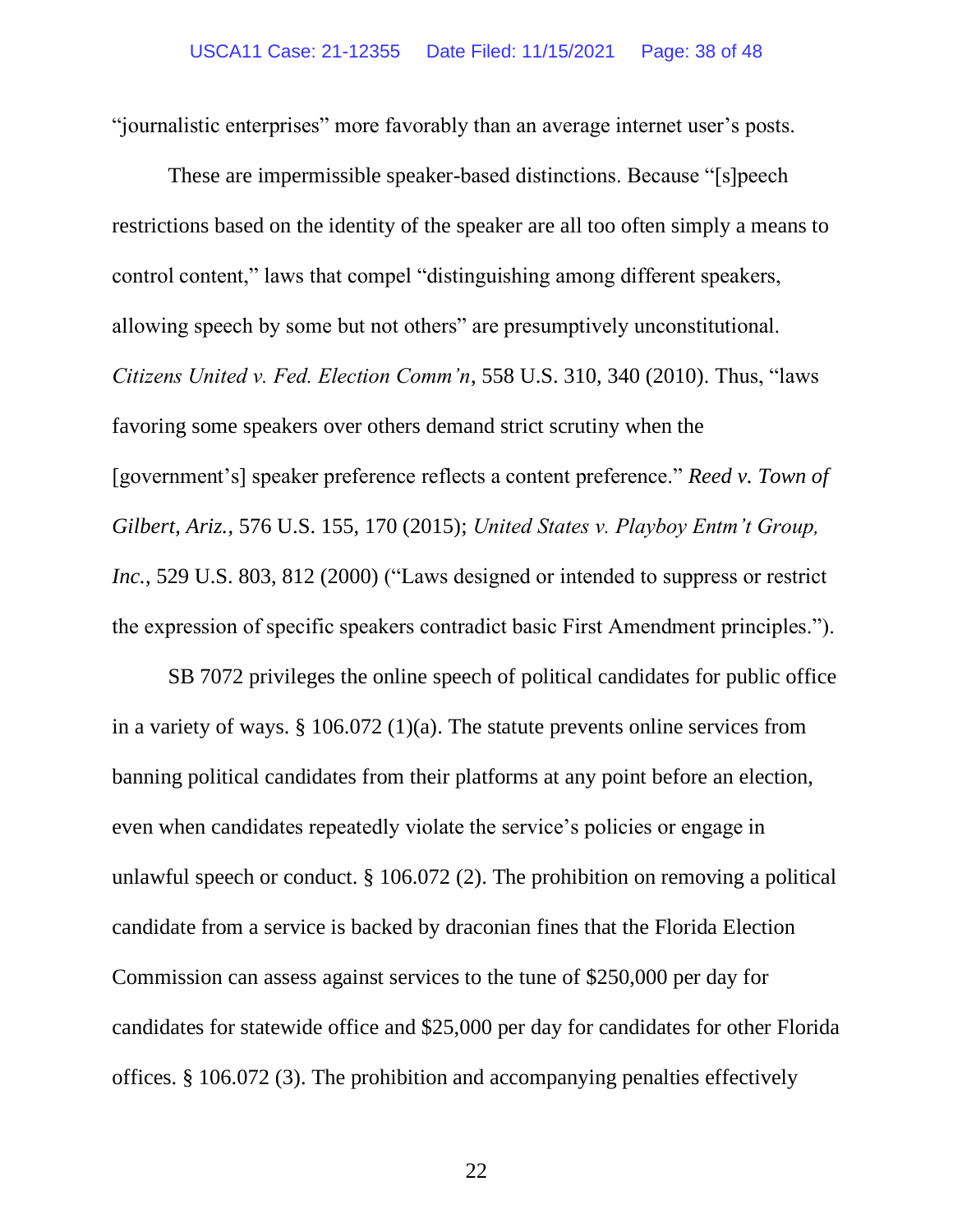"journalistic enterprises" more favorably than an average internet user's posts.

These are impermissible speaker-based distinctions. Because "[s]peech restrictions based on the identity of the speaker are all too often simply a means to control content," laws that compel "distinguishing among different speakers, allowing speech by some but not others" are presumptively unconstitutional. *Citizens United v. Fed. Election Comm'n*, 558 U.S. 310, 340 (2010). Thus, "laws favoring some speakers over others demand strict scrutiny when the [government's] speaker preference reflects a content preference." *Reed v. Town of Gilbert, Ariz.*, 576 U.S. 155, 170 (2015); *United States v. Playboy Entm't Group, Inc.*, 529 U.S. 803, 812 (2000) ("Laws designed or intended to suppress or restrict the expression of specific speakers contradict basic First Amendment principles.").

SB 7072 privileges the online speech of political candidates for public office in a variety of ways. § 106.072 (1)(a). The statute prevents online services from banning political candidates from their platforms at any point before an election, even when candidates repeatedly violate the service's policies or engage in unlawful speech or conduct. § 106.072 (2). The prohibition on removing a political candidate from a service is backed by draconian fines that the Florida Election Commission can assess against services to the tune of $250,000 per day for candidates for statewide office and $25,000 per day for candidates for other Florida offices. § 106.072 (3). The prohibition and accompanying penalties effectively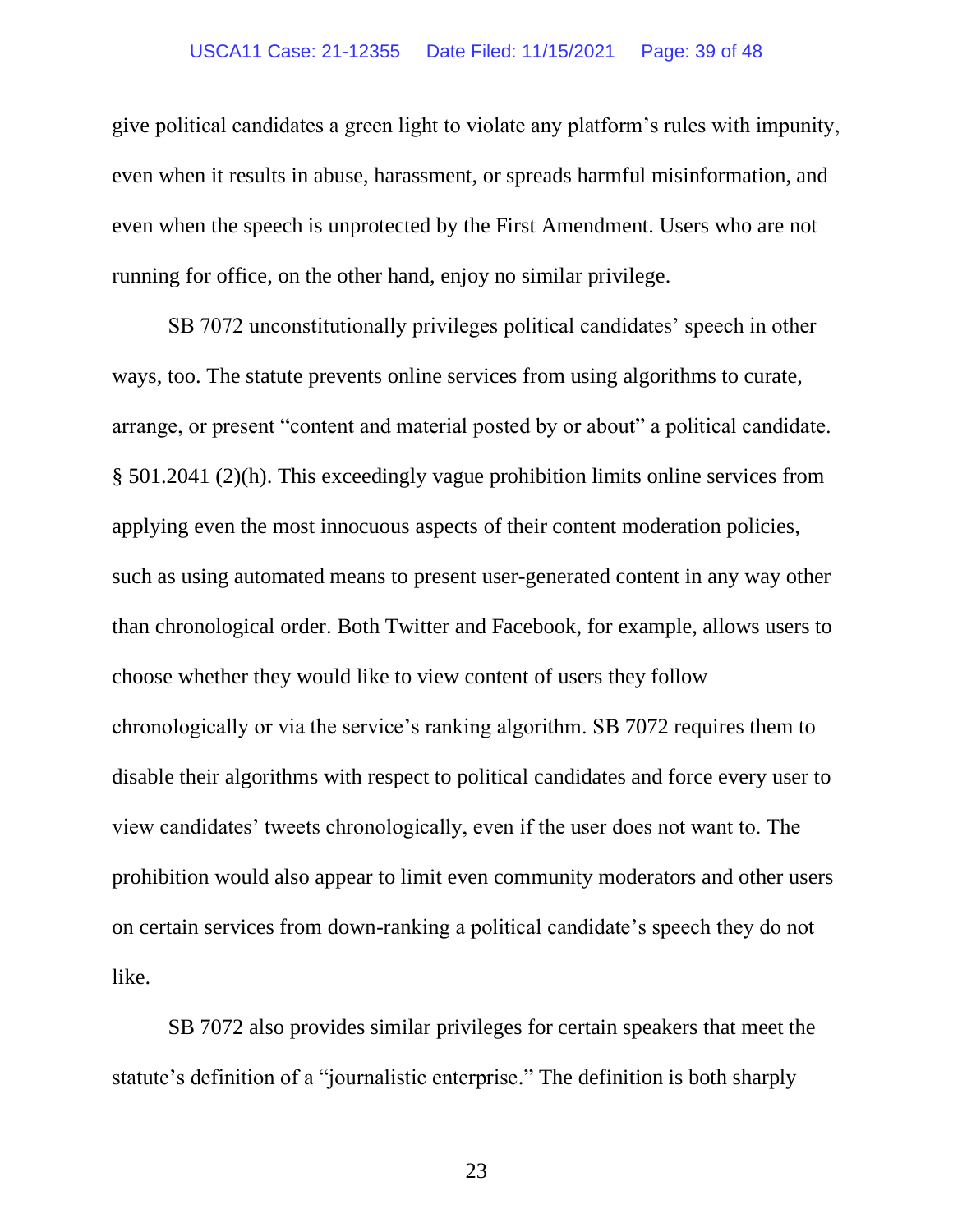give political candidates a green light to violate any platform's rules with impunity, even when it results in abuse, harassment, or spreads harmful misinformation, and even when the speech is unprotected by the First Amendment. Users who are not running for office, on the other hand, enjoy no similar privilege.

SB 7072 unconstitutionally privileges political candidates' speech in other ways, too. The statute prevents online services from using algorithms to curate, arrange, or present "content and material posted by or about" a political candidate. § 501.2041 (2)(h). This exceedingly vague prohibition limits online services from applying even the most innocuous aspects of their content moderation policies, such as using automated means to present user-generated content in any way other than chronological order. Both Twitter and Facebook, for example, allows users to choose whether they would like to view content of users they follow chronologically or via the service's ranking algorithm. SB 7072 requires them to disable their algorithms with respect to political candidates and force every user to view candidates' tweets chronologically, even if the user does not want to. The prohibition would also appear to limit even community moderators and other users on certain services from down-ranking a political candidate's speech they do not like.

SB 7072 also provides similar privileges for certain speakers that meet the statute's definition of a "journalistic enterprise." The definition is both sharply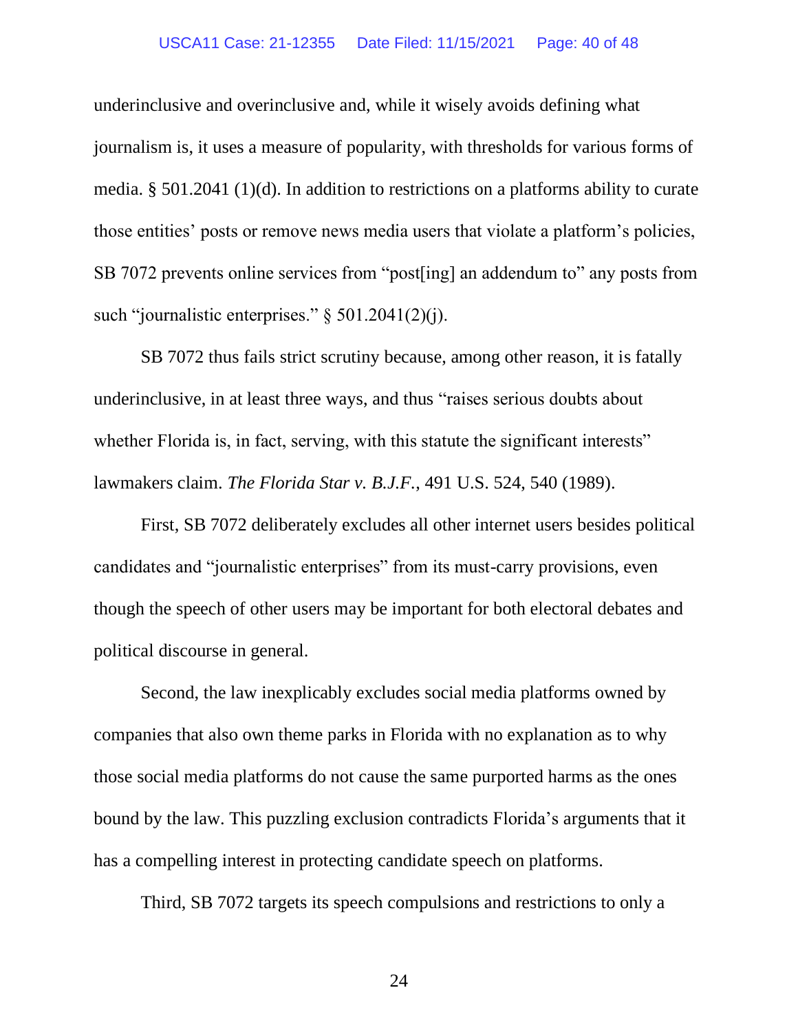underinclusive and overinclusive and, while it wisely avoids defining what journalism is, it uses a measure of popularity, with thresholds for various forms of media. § 501.2041 (1)(d). In addition to restrictions on a platforms ability to curate those entities' posts or remove news media users that violate a platform's policies, SB 7072 prevents online services from "post[ing] an addendum to" any posts from such "journalistic enterprises." § 501.2041(2)(j).

SB 7072 thus fails strict scrutiny because, among other reason, it is fatally underinclusive, in at least three ways, and thus "raises serious doubts about whether Florida is, in fact, serving, with this statute the significant interests" lawmakers claim. *The Florida Star v. B.J.F.*, 491 U.S. 524, 540 (1989).

First, SB 7072 deliberately excludes all other internet users besides political candidates and "journalistic enterprises" from its must-carry provisions, even though the speech of other users may be important for both electoral debates and political discourse in general.

Second, the law inexplicably excludes social media platforms owned by companies that also own theme parks in Florida with no explanation as to why those social media platforms do not cause the same purported harms as the ones bound by the law. This puzzling exclusion contradicts Florida's arguments that it has a compelling interest in protecting candidate speech on platforms.

Third, SB 7072 targets its speech compulsions and restrictions to only a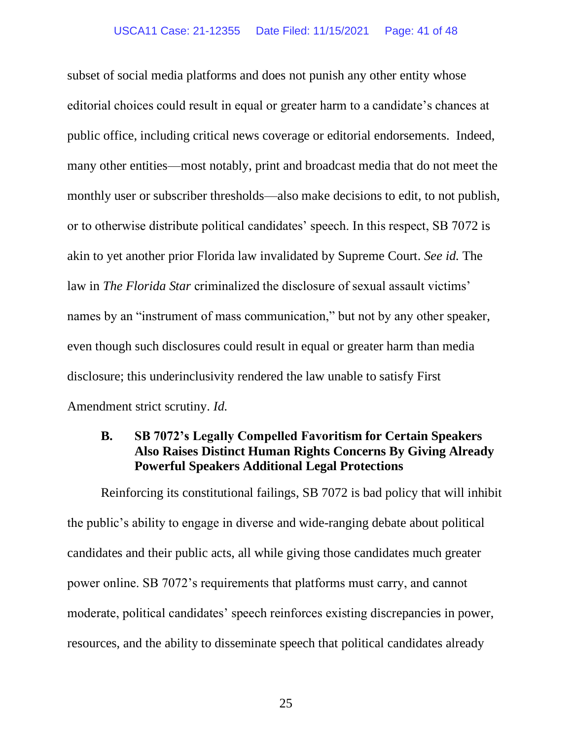subset of social media platforms and does not punish any other entity whose editorial choices could result in equal or greater harm to a candidate's chances at public office, including critical news coverage or editorial endorsements. Indeed, many other entities—most notably, print and broadcast media that do not meet the monthly user or subscriber thresholds—also make decisions to edit, to not publish, or to otherwise distribute political candidates' speech. In this respect, SB 7072 is akin to yet another prior Florida law invalidated by Supreme Court. *See id.* The law in *The Florida Star* criminalized the disclosure of sexual assault victims' names by an "instrument of mass communication," but not by any other speaker, even though such disclosures could result in equal or greater harm than media disclosure; this underinclusivity rendered the law unable to satisfy First Amendment strict scrutiny. *Id.*

### B. SB 7072's Legally Compelled Favoritism for Certain Speakers Also Raises Distinct Human Rights Concerns By Giving Already Powerful Speakers Additional Legal Protections

Reinforcing its constitutional failings, SB 7072 is bad policy that will inhibit the public's ability to engage in diverse and wide-ranging debate about political candidates and their public acts, all while giving those candidates much greater power online. SB 7072's requirements that platforms must carry, and cannot moderate, political candidates' speech reinforces existing discrepancies in power, resources, and the ability to disseminate speech that political candidates already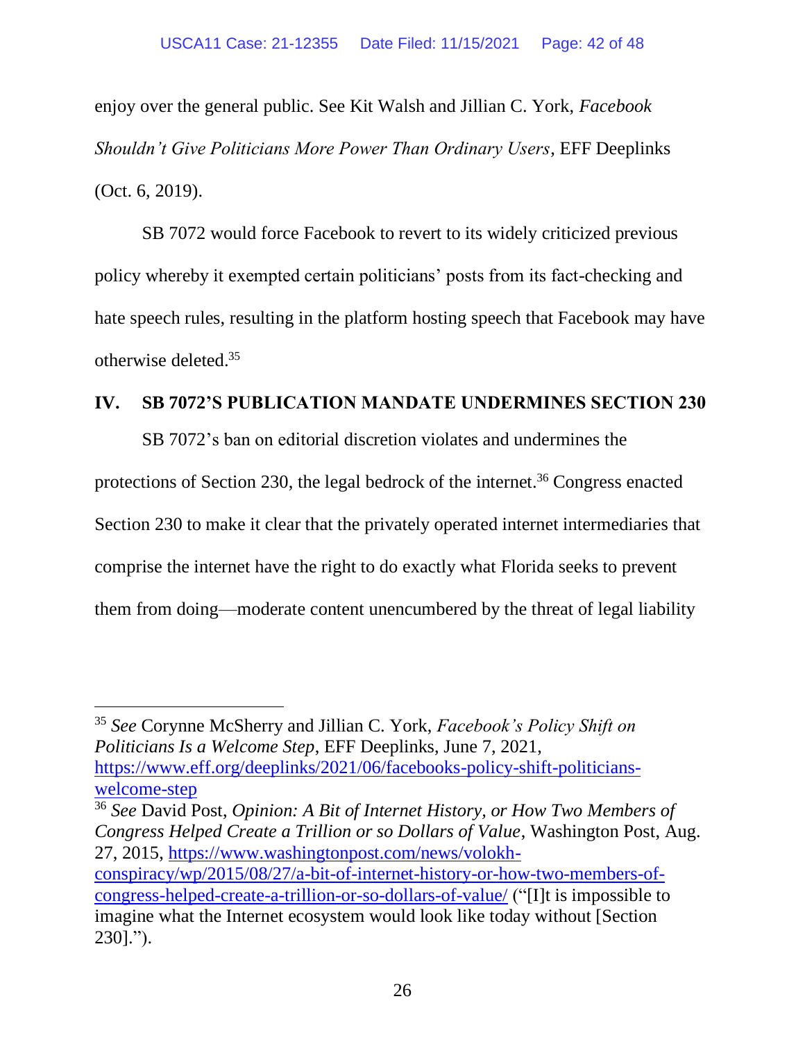enjoy over the general public. See Kit Walsh and Jillian C. York, *Facebook Shouldn't Give Politicians More Power Than Ordinary Users*, EFF Deeplinks (Oct. 6, 2019).

SB 7072 would force Facebook to revert to its widely criticized previous policy whereby it exempted certain politicians' posts from its fact-checking and hate speech rules, resulting in the platform hosting speech that Facebook may have otherwise deleted.[35]

## IV. SB 7072'S PUBLICATION MANDATE UNDERMINES SECTION 230

SB 7072's ban on editorial discretion violates and undermines the protections of Section 230, the legal bedrock of the internet.[36] Congress enacted Section 230 to make it clear that the privately operated internet intermediaries that comprise the internet have the right to do exactly what Florida seeks to prevent them from doing—moderate content unencumbered by the threat of legal liability

---

[35] *See* Corynne McSherry and Jillian C. York, *Facebook's Policy Shift on Politicians Is a Welcome Step*, EFF Deeplinks, June 7, 2021, https://www.eff.org/deeplinks/2021/06/facebooks-policy-shift-politicians-welcome-step

[36] *See* David Post, *Opinion: A Bit of Internet History, or How Two Members of Congress Helped Create a Trillion or so Dollars of Value*, Washington Post, Aug. 27, 2015, https://www.washingtonpost.com/news/volokh-conspiracy/wp/2015/08/27/a-bit-of-internet-history-or-how-two-members-of-congress-helped-create-a-trillion-or-so-dollars-of-value/ ("[I]t is impossible to imagine what the Internet ecosystem would look like today without [Section 230].").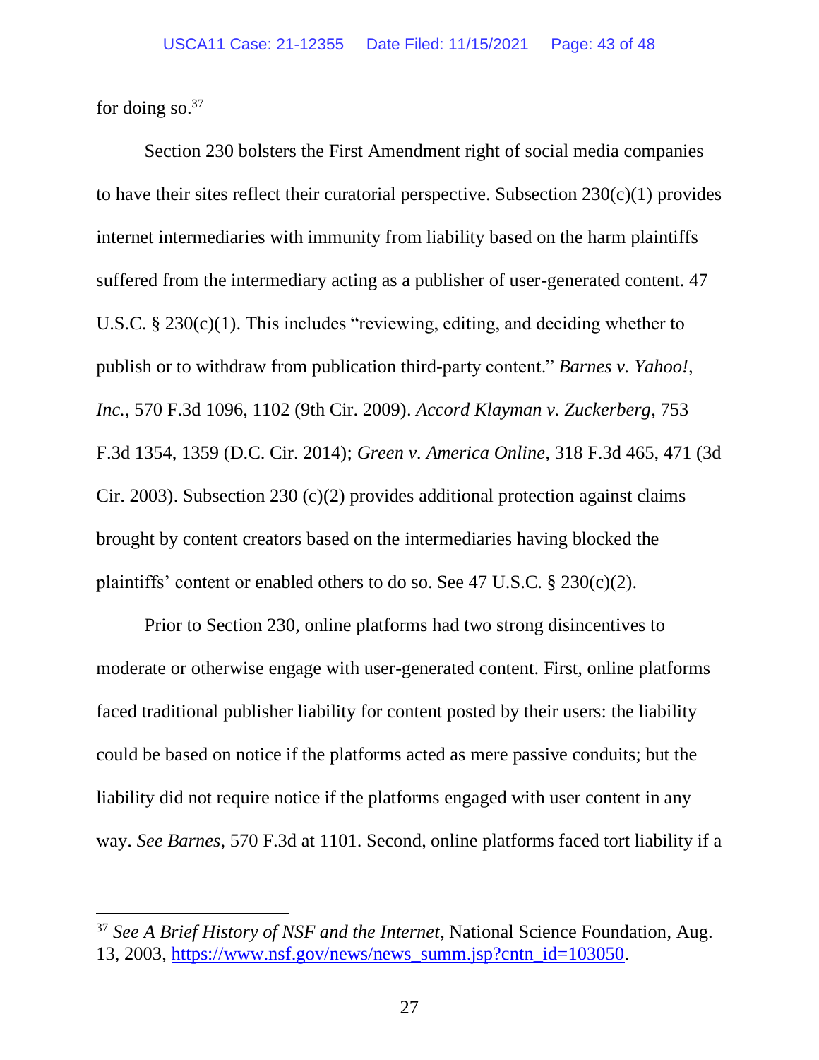for doing so.[37]

Section 230 bolsters the First Amendment right of social media companies to have their sites reflect their curatorial perspective. Subsection 230(c)(1) provides internet intermediaries with immunity from liability based on the harm plaintiffs suffered from the intermediary acting as a publisher of user-generated content. 47 U.S.C. § 230(c)(1). This includes "reviewing, editing, and deciding whether to publish or to withdraw from publication third-party content." *Barnes v. Yahoo!, Inc.*, 570 F.3d 1096, 1102 (9th Cir. 2009). *Accord Klayman v. Zuckerberg*, 753 F.3d 1354, 1359 (D.C. Cir. 2014); *Green v. America Online*, 318 F.3d 465, 471 (3d Cir. 2003). Subsection 230 (c)(2) provides additional protection against claims brought by content creators based on the intermediaries having blocked the plaintiffs' content or enabled others to do so. See 47 U.S.C. § 230(c)(2).

Prior to Section 230, online platforms had two strong disincentives to moderate or otherwise engage with user-generated content. First, online platforms faced traditional publisher liability for content posted by their users: the liability could be based on notice if the platforms acted as mere passive conduits; but the liability did not require notice if the platforms engaged with user content in any way. *See Barnes*, 570 F.3d at 1101. Second, online platforms faced tort liability if a

---

[37] *See A Brief History of NSF and the Internet*, National Science Foundation, Aug. 13, 2003, https://www.nsf.gov/news/news_summ.jsp?cntn_id=103050.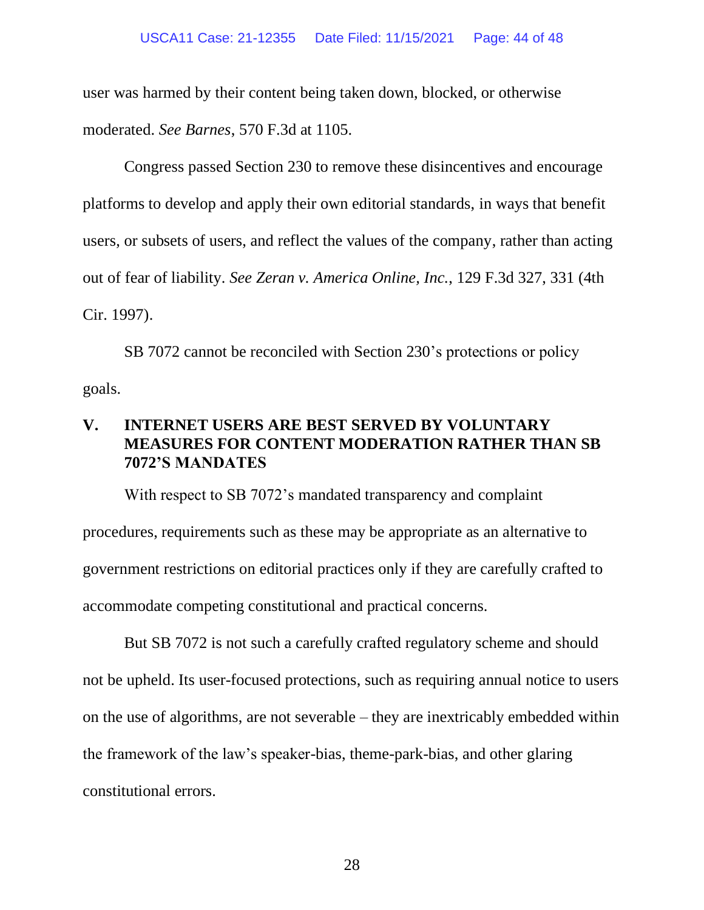user was harmed by their content being taken down, blocked, or otherwise moderated. *See Barnes*, 570 F.3d at 1105.

Congress passed Section 230 to remove these disincentives and encourage platforms to develop and apply their own editorial standards, in ways that benefit users, or subsets of users, and reflect the values of the company, rather than acting out of fear of liability. *See Zeran v. America Online, Inc.*, 129 F.3d 327, 331 (4th Cir. 1997).

SB 7072 cannot be reconciled with Section 230's protections or policy goals.

## V. INTERNET USERS ARE BEST SERVED BY VOLUNTARY MEASURES FOR CONTENT MODERATION RATHER THAN SB 7072'S MANDATES

With respect to SB 7072's mandated transparency and complaint procedures, requirements such as these may be appropriate as an alternative to government restrictions on editorial practices only if they are carefully crafted to accommodate competing constitutional and practical concerns.

But SB 7072 is not such a carefully crafted regulatory scheme and should not be upheld. Its user-focused protections, such as requiring annual notice to users on the use of algorithms, are not severable – they are inextricably embedded within the framework of the law's speaker-bias, theme-park-bias, and other glaring constitutional errors.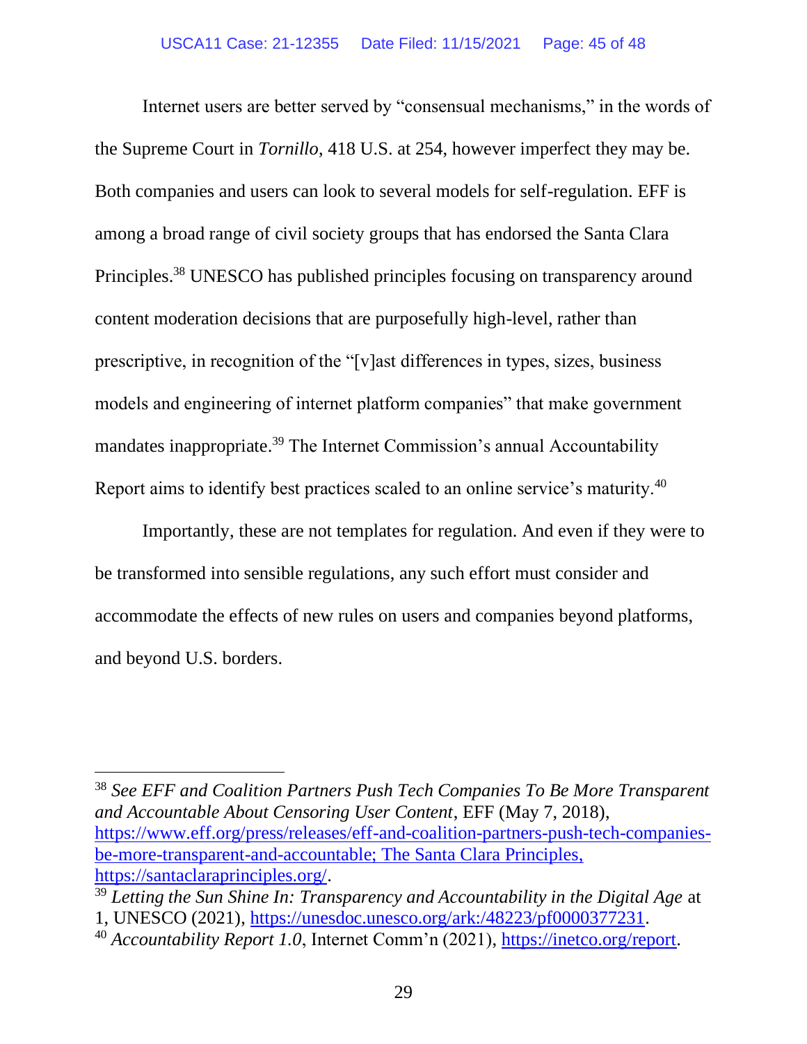Internet users are better served by "consensual mechanisms," in the words of the Supreme Court in *Tornillo*, 418 U.S. at 254, however imperfect they may be. Both companies and users can look to several models for self-regulation. EFF is among a broad range of civil society groups that has endorsed the Santa Clara Principles.[38] UNESCO has published principles focusing on transparency around content moderation decisions that are purposefully high-level, rather than prescriptive, in recognition of the "[v]ast differences in types, sizes, business models and engineering of internet platform companies" that make government mandates inappropriate.[39] The Internet Commission's annual Accountability Report aims to identify best practices scaled to an online service's maturity.[40]

Importantly, these are not templates for regulation. And even if they were to be transformed into sensible regulations, any such effort must consider and accommodate the effects of new rules on users and companies beyond platforms, and beyond U.S. borders.

---

[38] *See EFF and Coalition Partners Push Tech Companies To Be More Transparent and Accountable About Censoring User Content*, EFF (May 7, 2018), https://www.eff.org/press/releases/eff-and-coalition-partners-push-tech-companies-be-more-transparent-and-accountable; The Santa Clara Principles, https://santaclaraprinciples.org/.

[39] *Letting the Sun Shine In: Transparency and Accountability in the Digital Age* at 1, UNESCO (2021), https://unesdoc.unesco.org/ark:/48223/pf0000377231.

[40] *Accountability Report 1.0*, Internet Comm'n (2021), https://inetco.org/report.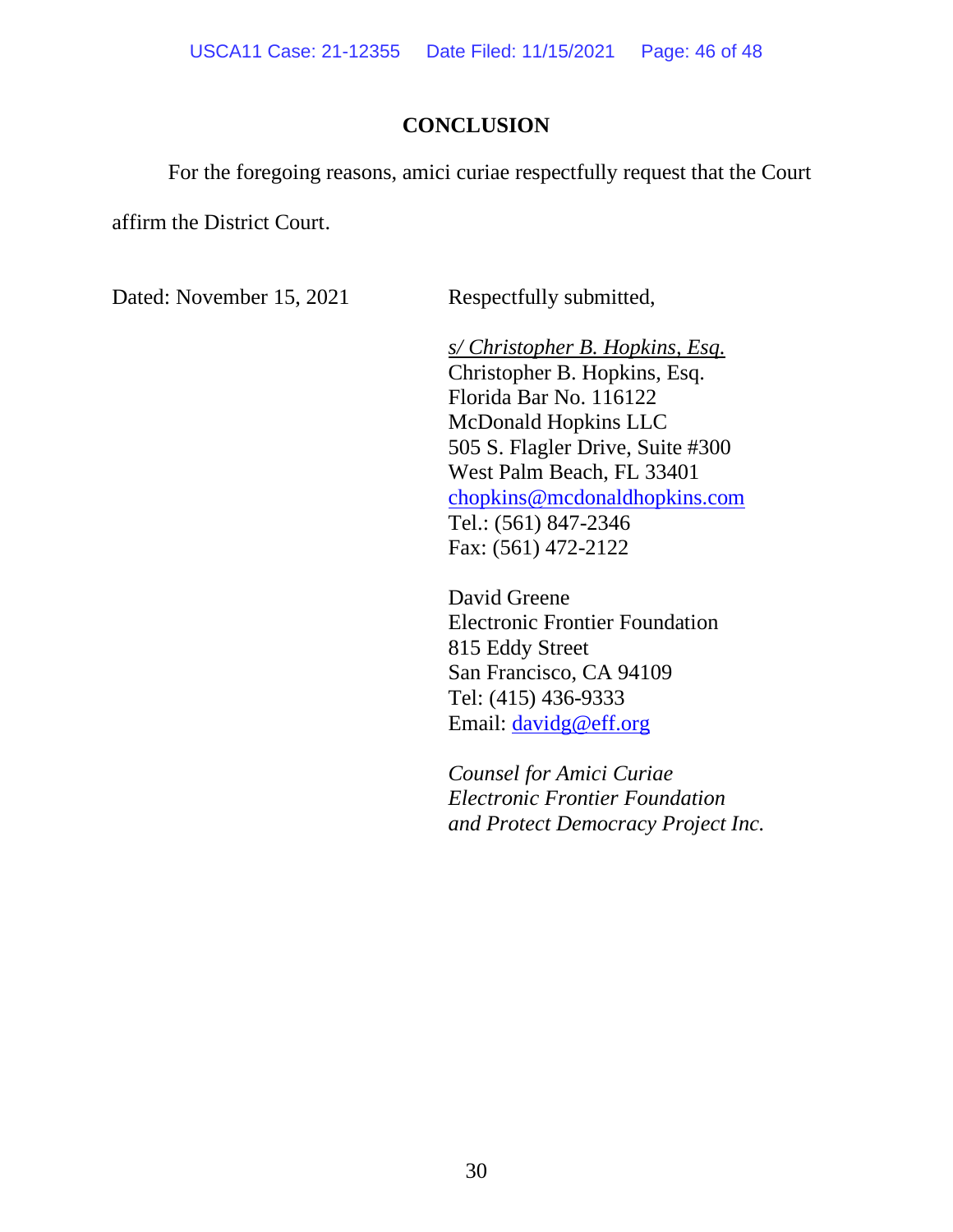## CONCLUSION

For the foregoing reasons, amici curiae respectfully request that the Court affirm the District Court.

Dated: November 15, 2021

Respectfully submitted,

*s/ Christopher B. Hopkins, Esq.*
Christopher B. Hopkins, Esq.
Florida Bar No. 116122
McDonald Hopkins LLC
505 S. Flagler Drive, Suite #300
West Palm Beach, FL 33401
chopkins@mcdonaldhopkins.com
Tel.: (561) 847-2346
Fax: (561) 472-2122

David Greene
Electronic Frontier Foundation
815 Eddy Street
San Francisco, CA 94109
Tel: (415) 436-9333
Email: davidg@eff.org

*Counsel for Amici Curiae*
*Electronic Frontier Foundation*
*and Protect Democracy Project Inc.*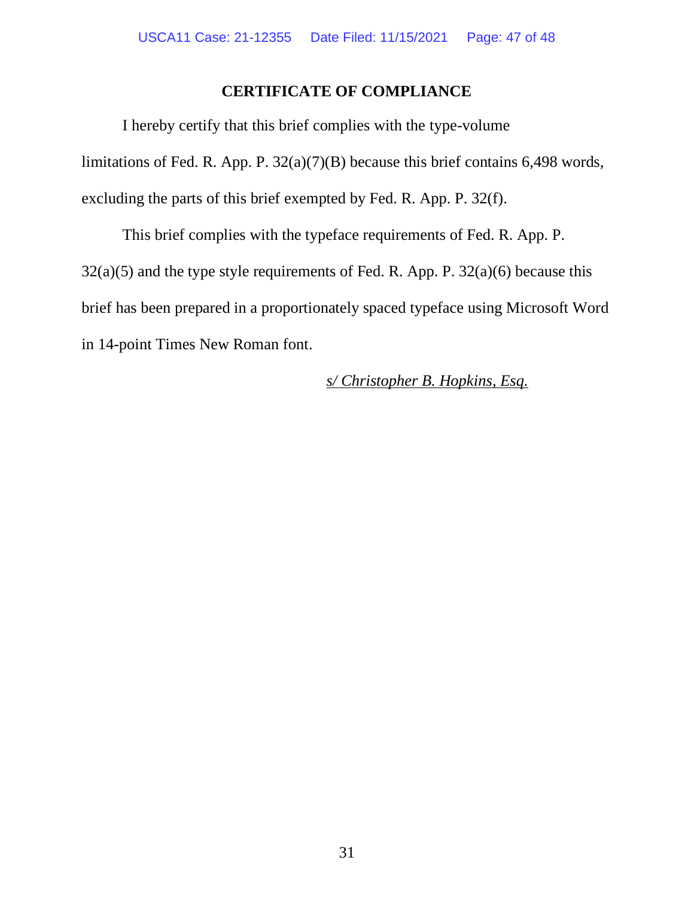## CERTIFICATE OF COMPLIANCE

I hereby certify that this brief complies with the type-volume limitations of Fed. R. App. P. 32(a)(7)(B) because this brief contains 6,498 words, excluding the parts of this brief exempted by Fed. R. App. P. 32(f).

This brief complies with the typeface requirements of Fed. R. App. P. 32(a)(5) and the type style requirements of Fed. R. App. P. 32(a)(6) because this brief has been prepared in a proportionately spaced typeface using Microsoft Word in 14-point Times New Roman font.

*s/ Christopher B. Hopkins, Esq.*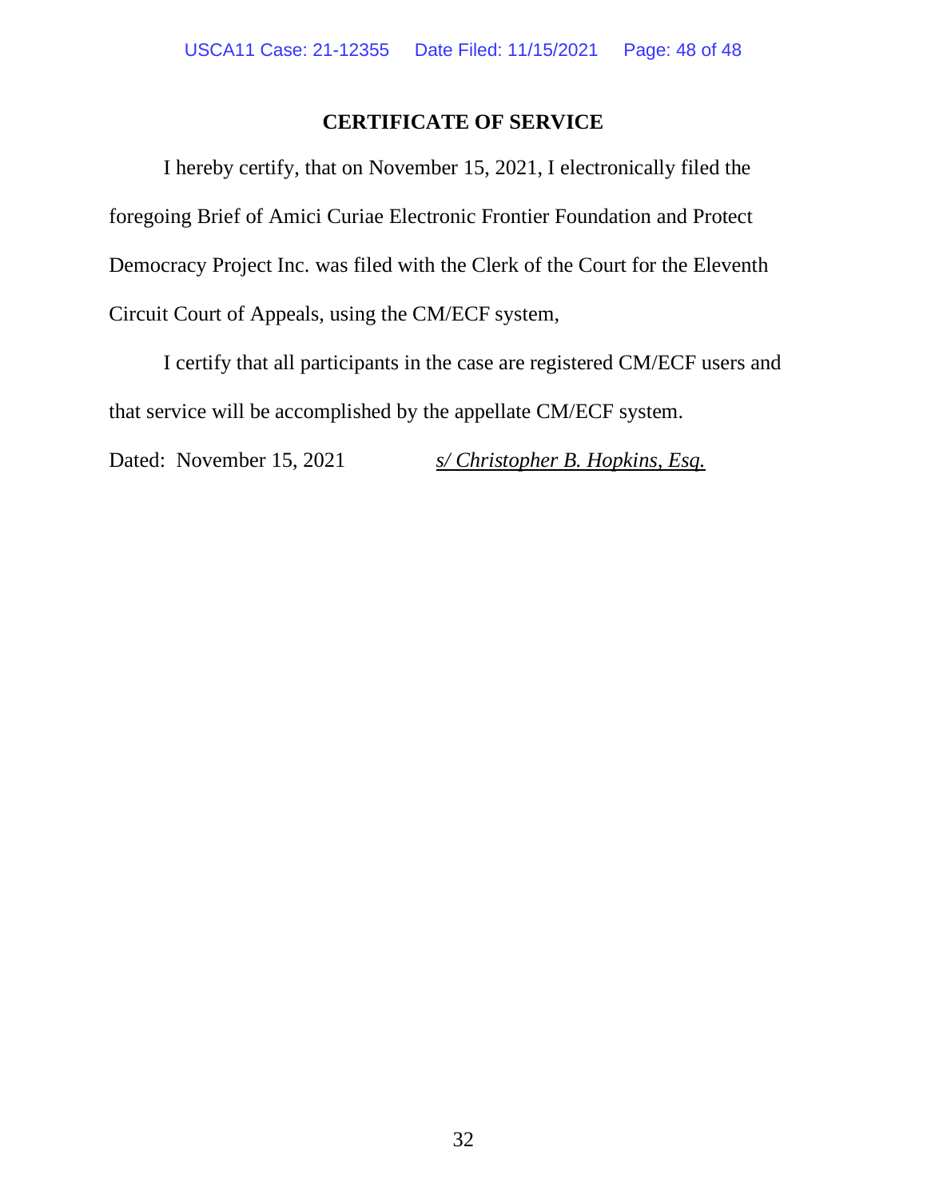## CERTIFICATE OF SERVICE

I hereby certify, that on November 15, 2021, I electronically filed the foregoing Brief of Amici Curiae Electronic Frontier Foundation and Protect Democracy Project Inc. was filed with the Clerk of the Court for the Eleventh Circuit Court of Appeals, using the CM/ECF system,

I certify that all participants in the case are registered CM/ECF users and that service will be accomplished by the appellate CM/ECF system.

Dated: November 15, 2021 *s/ Christopher B. Hopkins, Esq.*